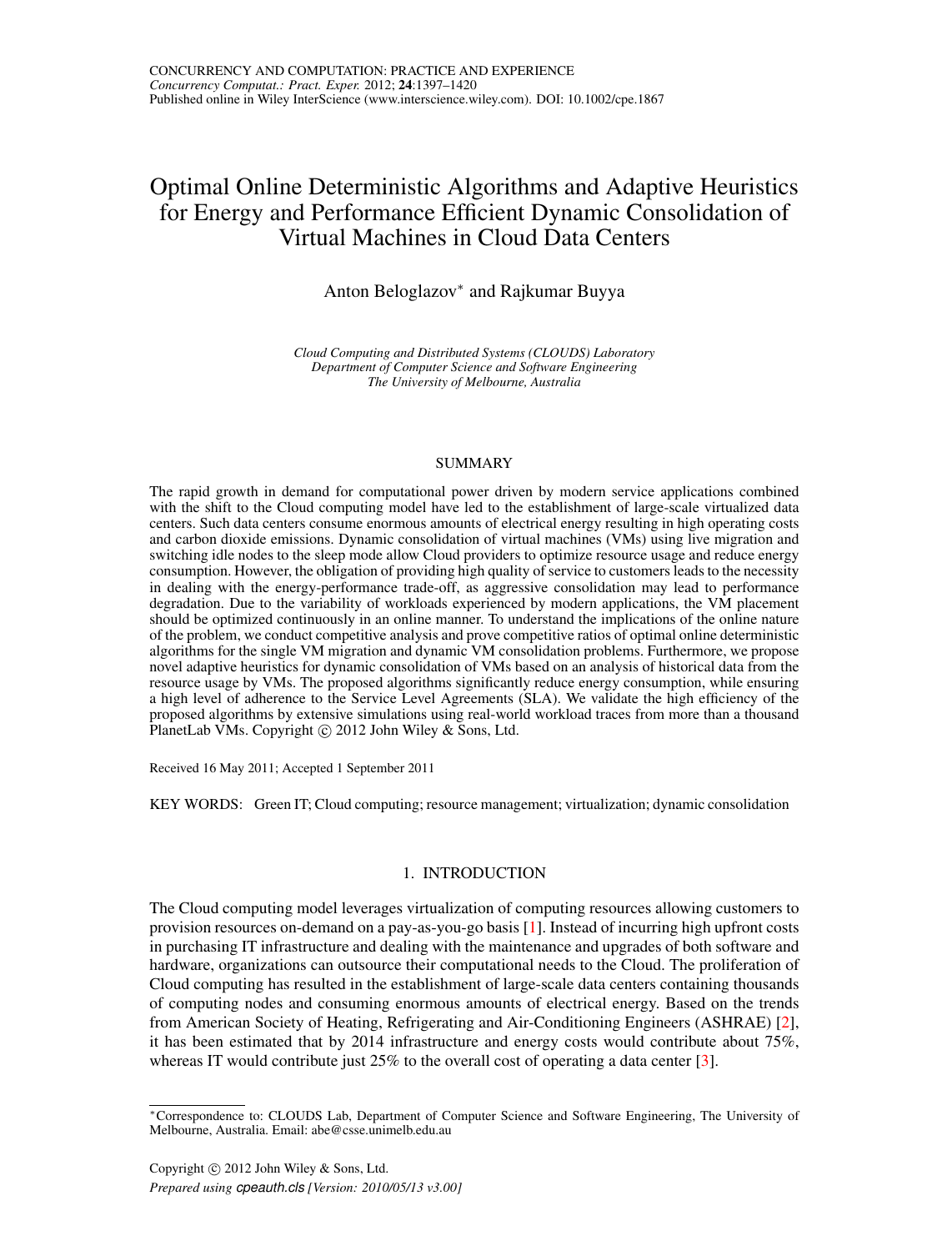CONCURRENCY AND COMPUTATION: PRACTICE AND EXPERIENCE
*Concurrency Computat.: Pract. Exper.* 2012; **24**:1397–1420
Published online in Wiley InterScience (www.interscience.wiley.com). DOI: 10.1002/cpe.1867

# Optimal Online Deterministic Algorithms and Adaptive Heuristics for Energy and Performance Efficient Dynamic Consolidation of Virtual Machines in Cloud Data Centers

Anton Beloglazov* and Rajkumar Buyya

*Cloud Computing and Distributed Systems (CLOUDS) Laboratory*
*Department of Computer Science and Software Engineering*
*The University of Melbourne, Australia*

## SUMMARY

The rapid growth in demand for computational power driven by modern service applications combined with the shift to the Cloud computing model have led to the establishment of large-scale virtualized data centers. Such data centers consume enormous amounts of electrical energy resulting in high operating costs and carbon dioxide emissions. Dynamic consolidation of virtual machines (VMs) using live migration and switching idle nodes to the sleep mode allow Cloud providers to optimize resource usage and reduce energy consumption. However, the obligation of providing high quality of service to customers leads to the necessity in dealing with the energy-performance trade-off, as aggressive consolidation may lead to performance degradation. Due to the variability of workloads experienced by modern applications, the VM placement should be optimized continuously in an online manner. To understand the implications of the online nature of the problem, we conduct competitive analysis and prove competitive ratios of optimal online deterministic algorithms for the single VM migration and dynamic VM consolidation problems. Furthermore, we propose novel adaptive heuristics for dynamic consolidation of VMs based on an analysis of historical data from the resource usage by VMs. The proposed algorithms significantly reduce energy consumption, while ensuring a high level of adherence to the Service Level Agreements (SLA). We validate the high efficiency of the proposed algorithms by extensive simulations using real-world workload traces from more than a thousand PlanetLab VMs. Copyright © 2012 John Wiley & Sons, Ltd.

Received 16 May 2011; Accepted 1 September 2011

KEY WORDS: Green IT; Cloud computing; resource management; virtualization; dynamic consolidation

## 1. INTRODUCTION

The Cloud computing model leverages virtualization of computing resources allowing customers to provision resources on-demand on a pay-as-you-go basis [1]. Instead of incurring high upfront costs in purchasing IT infrastructure and dealing with the maintenance and upgrades of both software and hardware, organizations can outsource their computational needs to the Cloud. The proliferation of Cloud computing has resulted in the establishment of large-scale data centers containing thousands of computing nodes and consuming enormous amounts of electrical energy. Based on the trends from American Society of Heating, Refrigerating and Air-Conditioning Engineers (ASHRAE) [2], it has been estimated that by 2014 infrastructure and energy costs would contribute about 75%, whereas IT would contribute just 25% to the overall cost of operating a data center [3].

*Correspondence to: CLOUDS Lab, Department of Computer Science and Software Engineering, The University of Melbourne, Australia. Email: abe@csse.unimelb.edu.au

Copyright © 2012 John Wiley & Sons, Ltd.
*Prepared using cpeauth.cls [Version: 2010/05/13 v3.00]*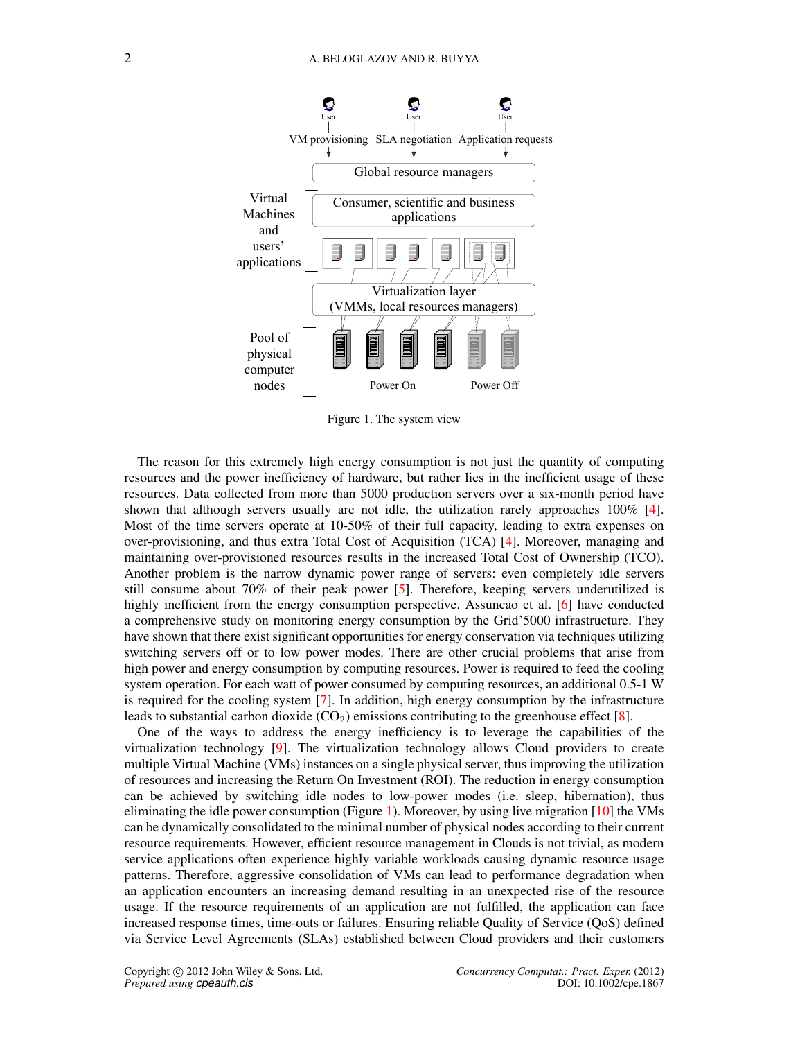User

User

User

VM provisioning

SLA negotiation

Application requests

Global resource managers

Virtual Machines and users' applications

Consumer, scientific and business applications

Virtualization layer (VMMs, local resources managers)

Pool of physical computer nodes

Power On

Power Off

Figure 1. The system view

The reason for this extremely high energy consumption is not just the quantity of computing resources and the power inefficiency of hardware, but rather lies in the inefficient usage of these resources. Data collected from more than 5000 production servers over a six-month period have shown that although servers usually are not idle, the utilization rarely approaches 100% [4]. Most of the time servers operate at 10-50% of their full capacity, leading to extra expenses on over-provisioning, and thus extra Total Cost of Acquisition (TCA) [4]. Moreover, managing and maintaining over-provisioned resources results in the increased Total Cost of Ownership (TCO). Another problem is the narrow dynamic power range of servers: even completely idle servers still consume about 70% of their peak power [5]. Therefore, keeping servers underutilized is highly inefficient from the energy consumption perspective. Assuncao et al. [6] have conducted a comprehensive study on monitoring energy consumption by the Grid'5000 infrastructure. They have shown that there exist significant opportunities for energy conservation via techniques utilizing switching servers off or to low power modes. There are other crucial problems that arise from high power and energy consumption by computing resources. Power is required to feed the cooling system operation. For each watt of power consumed by computing resources, an additional 0.5-1 W is required for the cooling system [7]. In addition, high energy consumption by the infrastructure leads to substantial carbon dioxide ($CO_2$) emissions contributing to the greenhouse effect [8].

One of the ways to address the energy inefficiency is to leverage the capabilities of the virtualization technology [9]. The virtualization technology allows Cloud providers to create multiple Virtual Machine (VMs) instances on a single physical server, thus improving the utilization of resources and increasing the Return On Investment (ROI). The reduction in energy consumption can be achieved by switching idle nodes to low-power modes (i.e. sleep, hibernation), thus eliminating the idle power consumption (Figure 1). Moreover, by using live migration [10] the VMs can be dynamically consolidated to the minimal number of physical nodes according to their current resource requirements. However, efficient resource management in Clouds is not trivial, as modern service applications often experience highly variable workloads causing dynamic resource usage patterns. Therefore, aggressive consolidation of VMs can lead to performance degradation when an application encounters an increasing demand resulting in an unexpected rise of the resource usage. If the resource requirements of an application are not fulfilled, the application can face increased response times, time-outs or failures. Ensuring reliable Quality of Service (QoS) defined via Service Level Agreements (SLAs) established between Cloud providers and their customers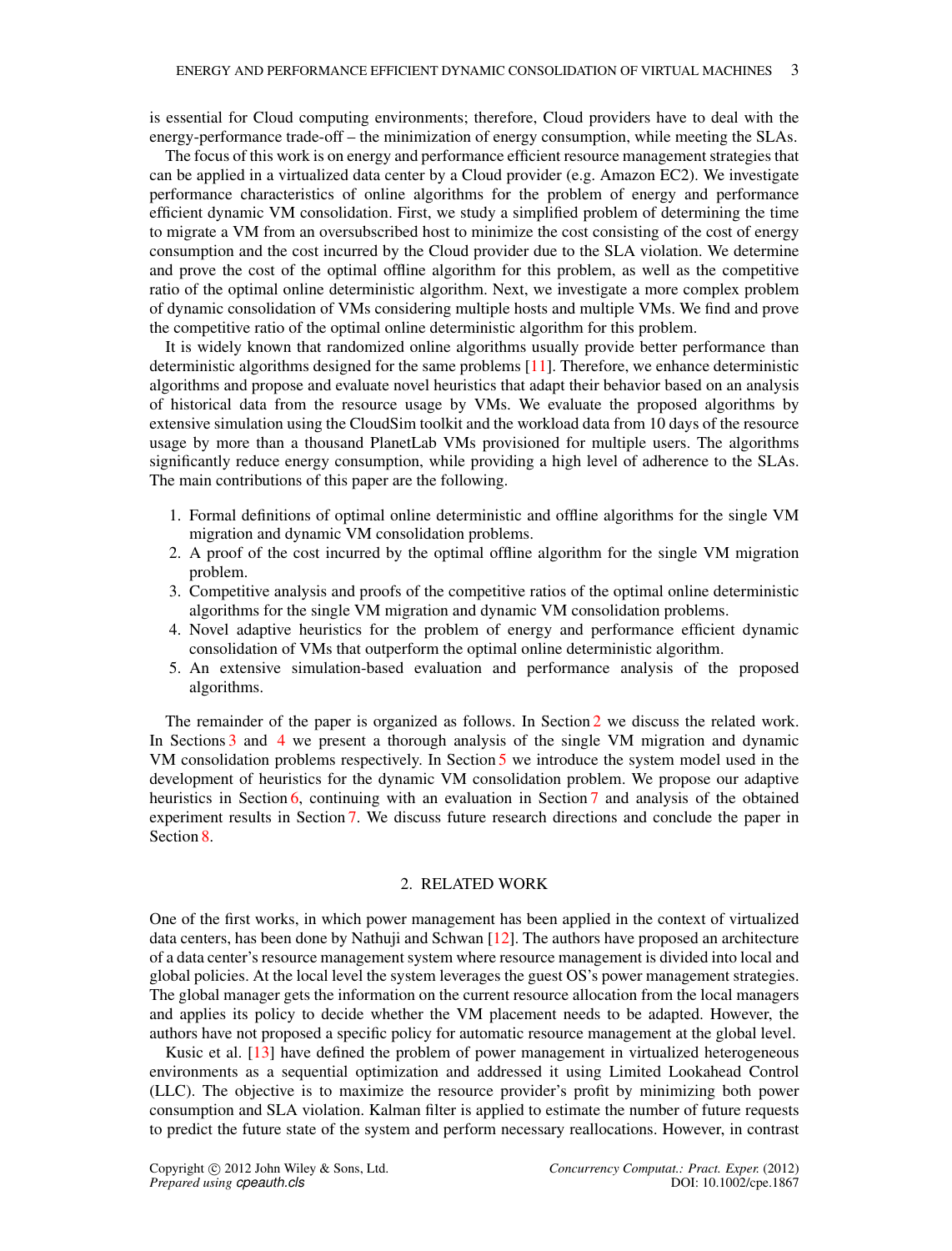is essential for Cloud computing environments; therefore, Cloud providers have to deal with the energy-performance trade-off – the minimization of energy consumption, while meeting the SLAs.

The focus of this work is on energy and performance efficient resource management strategies that can be applied in a virtualized data center by a Cloud provider (e.g. Amazon EC2). We investigate performance characteristics of online algorithms for the problem of energy and performance efficient dynamic VM consolidation. First, we study a simplified problem of determining the time to migrate a VM from an oversubscribed host to minimize the cost consisting of the cost of energy consumption and the cost incurred by the Cloud provider due to the SLA violation. We determine and prove the cost of the optimal offline algorithm for this problem, as well as the competitive ratio of the optimal online deterministic algorithm. Next, we investigate a more complex problem of dynamic consolidation of VMs considering multiple hosts and multiple VMs. We find and prove the competitive ratio of the optimal online deterministic algorithm for this problem.

It is widely known that randomized online algorithms usually provide better performance than deterministic algorithms designed for the same problems [11]. Therefore, we enhance deterministic algorithms and propose and evaluate novel heuristics that adapt their behavior based on an analysis of historical data from the resource usage by VMs. We evaluate the proposed algorithms by extensive simulation using the CloudSim toolkit and the workload data from 10 days of the resource usage by more than a thousand PlanetLab VMs provisioned for multiple users. The algorithms significantly reduce energy consumption, while providing a high level of adherence to the SLAs. The main contributions of this paper are the following.

1. Formal definitions of optimal online deterministic and offline algorithms for the single VM migration and dynamic VM consolidation problems.
2. A proof of the cost incurred by the optimal offline algorithm for the single VM migration problem.
3. Competitive analysis and proofs of the competitive ratios of the optimal online deterministic algorithms for the single VM migration and dynamic VM consolidation problems.
4. Novel adaptive heuristics for the problem of energy and performance efficient dynamic consolidation of VMs that outperform the optimal online deterministic algorithm.
5. An extensive simulation-based evaluation and performance analysis of the proposed algorithms.

The remainder of the paper is organized as follows. In Section 2 we discuss the related work. In Sections 3 and 4 we present a thorough analysis of the single VM migration and dynamic VM consolidation problems respectively. In Section 5 we introduce the system model used in the development of heuristics for the dynamic VM consolidation problem. We propose our adaptive heuristics in Section 6, continuing with an evaluation in Section 7 and analysis of the obtained experiment results in Section 7. We discuss future research directions and conclude the paper in Section 8.

## 2. RELATED WORK

One of the first works, in which power management has been applied in the context of virtualized data centers, has been done by Nathuji and Schwan [12]. The authors have proposed an architecture of a data center's resource management system where resource management is divided into local and global policies. At the local level the system leverages the guest OS's power management strategies. The global manager gets the information on the current resource allocation from the local managers and applies its policy to decide whether the VM placement needs to be adapted. However, the authors have not proposed a specific policy for automatic resource management at the global level.

Kusic et al. [13] have defined the problem of power management in virtualized heterogeneous environments as a sequential optimization and addressed it using Limited Lookahead Control (LLC). The objective is to maximize the resource provider's profit by minimizing both power consumption and SLA violation. Kalman filter is applied to estimate the number of future requests to predict the future state of the system and perform necessary reallocations. However, in contrast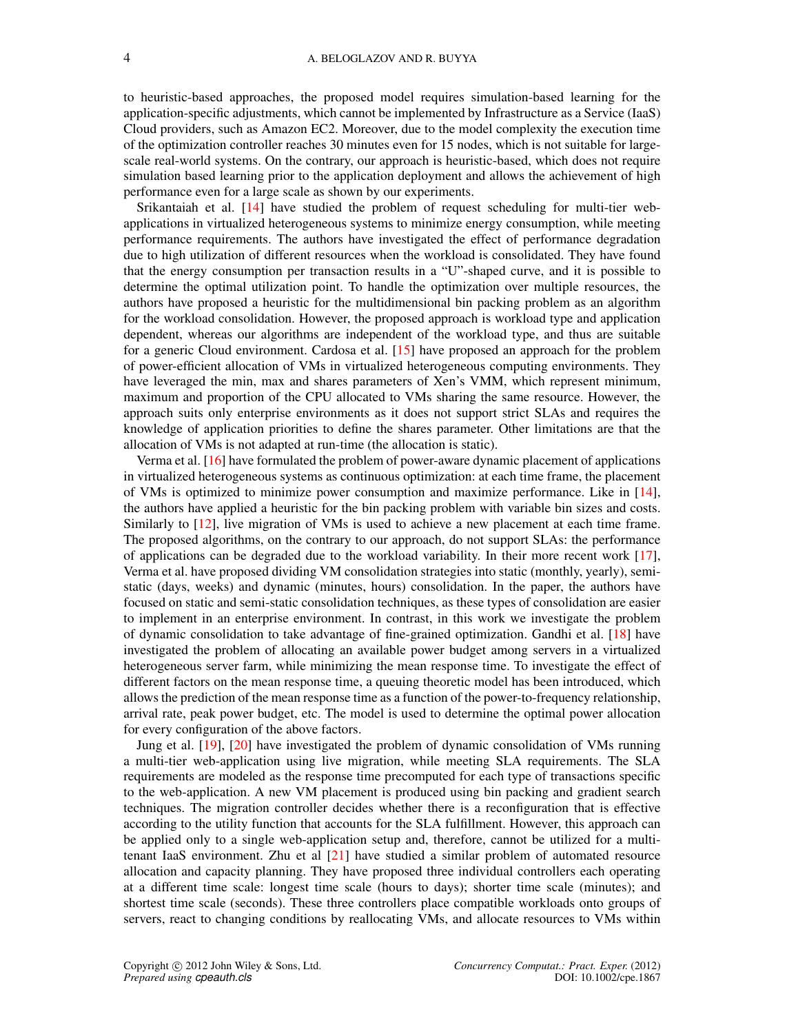to heuristic-based approaches, the proposed model requires simulation-based learning for the application-specific adjustments, which cannot be implemented by Infrastructure as a Service (IaaS) Cloud providers, such as Amazon EC2. Moreover, due to the model complexity the execution time of the optimization controller reaches 30 minutes even for 15 nodes, which is not suitable for large-scale real-world systems. On the contrary, our approach is heuristic-based, which does not require simulation based learning prior to the application deployment and allows the achievement of high performance even for a large scale as shown by our experiments.

Srikantaiah et al. [14] have studied the problem of request scheduling for multi-tier web-applications in virtualized heterogeneous systems to minimize energy consumption, while meeting performance requirements. The authors have investigated the effect of performance degradation due to high utilization of different resources when the workload is consolidated. They have found that the energy consumption per transaction results in a "U"-shaped curve, and it is possible to determine the optimal utilization point. To handle the optimization over multiple resources, the authors have proposed a heuristic for the multidimensional bin packing problem as an algorithm for the workload consolidation. However, the proposed approach is workload type and application dependent, whereas our algorithms are independent of the workload type, and thus are suitable for a generic Cloud environment. Cardosa et al. [15] have proposed an approach for the problem of power-efficient allocation of VMs in virtualized heterogeneous computing environments. They have leveraged the min, max and shares parameters of Xen's VMM, which represent minimum, maximum and proportion of the CPU allocated to VMs sharing the same resource. However, the approach suits only enterprise environments as it does not support strict SLAs and requires the knowledge of application priorities to define the shares parameter. Other limitations are that the allocation of VMs is not adapted at run-time (the allocation is static).

Verma et al. [16] have formulated the problem of power-aware dynamic placement of applications in virtualized heterogeneous systems as continuous optimization: at each time frame, the placement of VMs is optimized to minimize power consumption and maximize performance. Like in [14], the authors have applied a heuristic for the bin packing problem with variable bin sizes and costs. Similarly to [12], live migration of VMs is used to achieve a new placement at each time frame. The proposed algorithms, on the contrary to our approach, do not support SLAs: the performance of applications can be degraded due to the workload variability. In their more recent work [17], Verma et al. have proposed dividing VM consolidation strategies into static (monthly, yearly), semi-static (days, weeks) and dynamic (minutes, hours) consolidation. In the paper, the authors have focused on static and semi-static consolidation techniques, as these types of consolidation are easier to implement in an enterprise environment. In contrast, in this work we investigate the problem of dynamic consolidation to take advantage of fine-grained optimization. Gandhi et al. [18] have investigated the problem of allocating an available power budget among servers in a virtualized heterogeneous server farm, while minimizing the mean response time. To investigate the effect of different factors on the mean response time, a queuing theoretic model has been introduced, which allows the prediction of the mean response time as a function of the power-to-frequency relationship, arrival rate, peak power budget, etc. The model is used to determine the optimal power allocation for every configuration of the above factors.

Jung et al. [19], [20] have investigated the problem of dynamic consolidation of VMs running a multi-tier web-application using live migration, while meeting SLA requirements. The SLA requirements are modeled as the response time precomputed for each type of transactions specific to the web-application. A new VM placement is produced using bin packing and gradient search techniques. The migration controller decides whether there is a reconfiguration that is effective according to the utility function that accounts for the SLA fulfillment. However, this approach can be applied only to a single web-application setup and, therefore, cannot be utilized for a multi-tenant IaaS environment. Zhu et al [21] have studied a similar problem of automated resource allocation and capacity planning. They have proposed three individual controllers each operating at a different time scale: longest time scale (hours to days); shorter time scale (minutes); and shortest time scale (seconds). These three controllers place compatible workloads onto groups of servers, react to changing conditions by reallocating VMs, and allocate resources to VMs within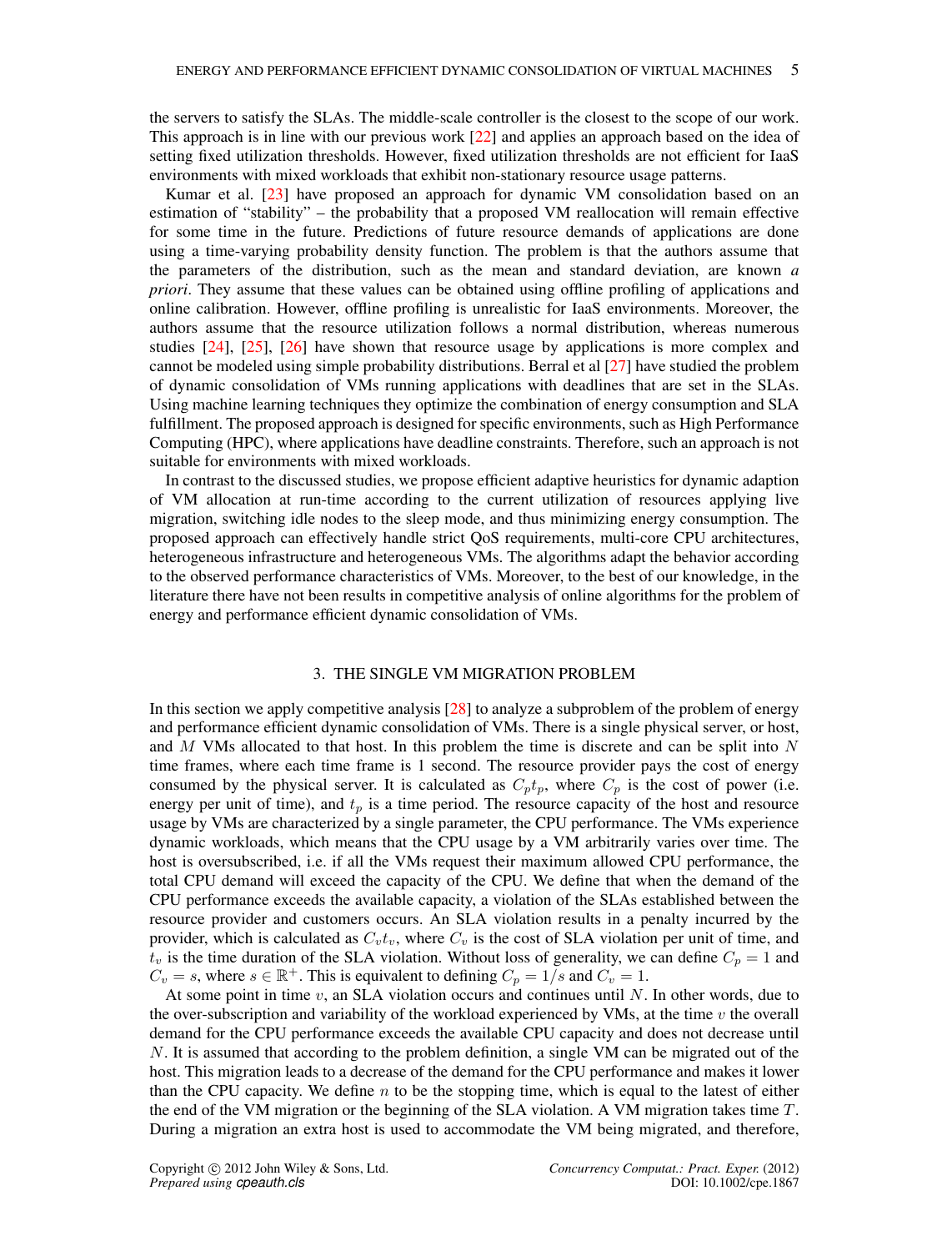the servers to satisfy the SLAs. The middle-scale controller is the closest to the scope of our work. This approach is in line with our previous work [22] and applies an approach based on the idea of setting fixed utilization thresholds. However, fixed utilization thresholds are not efficient for IaaS environments with mixed workloads that exhibit non-stationary resource usage patterns.

Kumar et al. [23] have proposed an approach for dynamic VM consolidation based on an estimation of "stability" – the probability that a proposed VM reallocation will remain effective for some time in the future. Predictions of future resource demands of applications are done using a time-varying probability density function. The problem is that the authors assume that the parameters of the distribution, such as the mean and standard deviation, are known *a priori*. They assume that these values can be obtained using offline profiling of applications and online calibration. However, offline profiling is unrealistic for IaaS environments. Moreover, the authors assume that the resource utilization follows a normal distribution, whereas numerous studies [24], [25], [26] have shown that resource usage by applications is more complex and cannot be modeled using simple probability distributions. Berral et al [27] have studied the problem of dynamic consolidation of VMs running applications with deadlines that are set in the SLAs. Using machine learning techniques they optimize the combination of energy consumption and SLA fulfillment. The proposed approach is designed for specific environments, such as High Performance Computing (HPC), where applications have deadline constraints. Therefore, such an approach is not suitable for environments with mixed workloads.

In contrast to the discussed studies, we propose efficient adaptive heuristics for dynamic adaption of VM allocation at run-time according to the current utilization of resources applying live migration, switching idle nodes to the sleep mode, and thus minimizing energy consumption. The proposed approach can effectively handle strict QoS requirements, multi-core CPU architectures, heterogeneous infrastructure and heterogeneous VMs. The algorithms adapt the behavior according to the observed performance characteristics of VMs. Moreover, to the best of our knowledge, in the literature there have not been results in competitive analysis of online algorithms for the problem of energy and performance efficient dynamic consolidation of VMs.

## 3. THE SINGLE VM MIGRATION PROBLEM

In this section we apply competitive analysis [28] to analyze a subproblem of the problem of energy and performance efficient dynamic consolidation of VMs. There is a single physical server, or host, and $M$ VMs allocated to that host. In this problem the time is discrete and can be split into $N$ time frames, where each time frame is 1 second. The resource provider pays the cost of energy consumed by the physical server. It is calculated as $C_p t_p$, where $C_p$ is the cost of power (i.e. energy per unit of time), and $t_p$ is a time period. The resource capacity of the host and resource usage by VMs are characterized by a single parameter, the CPU performance. The VMs experience dynamic workloads, which means that the CPU usage by a VM arbitrarily varies over time. The host is oversubscribed, i.e. if all the VMs request their maximum allowed CPU performance, the total CPU demand will exceed the capacity of the CPU. We define that when the demand of the CPU performance exceeds the available capacity, a violation of the SLAs established between the resource provider and customers occurs. An SLA violation results in a penalty incurred by the provider, which is calculated as $C_v t_v$, where $C_v$ is the cost of SLA violation per unit of time, and $t_v$ is the time duration of the SLA violation. Without loss of generality, we can define $C_p = 1$ and $C_v = s$, where $s \in \mathbb{R}^+$. This is equivalent to defining $C_p = 1/s$ and $C_v = 1$.

At some point in time $v$, an SLA violation occurs and continues until $N$. In other words, due to the over-subscription and variability of the workload experienced by VMs, at the time $v$ the overall demand for the CPU performance exceeds the available CPU capacity and does not decrease until $N$. It is assumed that according to the problem definition, a single VM can be migrated out of the host. This migration leads to a decrease of the demand for the CPU performance and makes it lower than the CPU capacity. We define $n$ to be the stopping time, which is equal to the latest of either the end of the VM migration or the beginning of the SLA violation. A VM migration takes time $T$. During a migration an extra host is used to accommodate the VM being migrated, and therefore,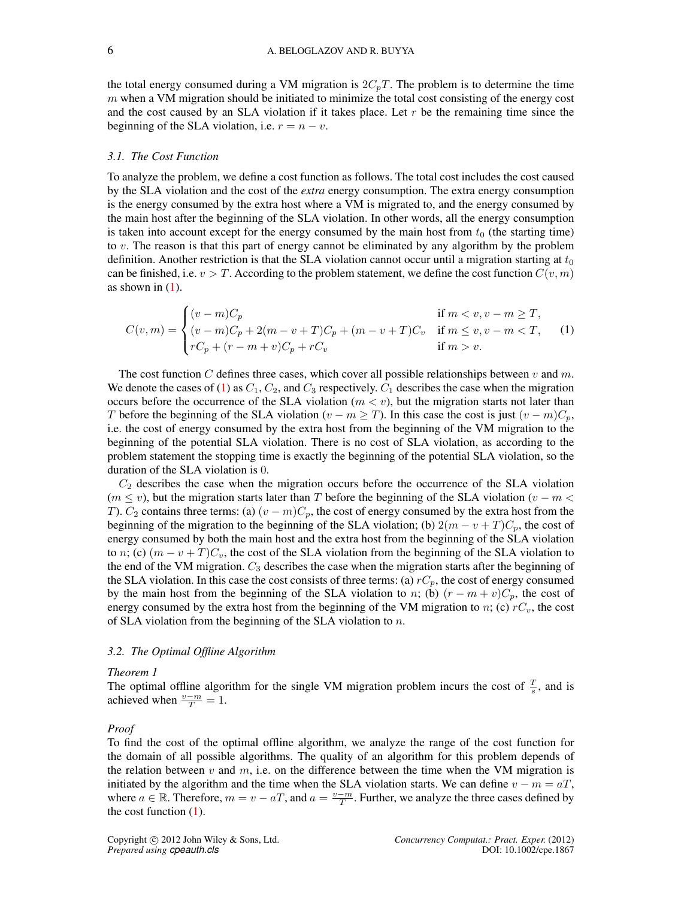the total energy consumed during a VM migration is $2C_pT$. The problem is to determine the time $m$ when a VM migration should be initiated to minimize the total cost consisting of the energy cost and the cost caused by an SLA violation if it takes place. Let $r$ be the remaining time since the beginning of the SLA violation, i.e. $r = n - v$.

### 3.1. The Cost Function

To analyze the problem, we define a cost function as follows. The total cost includes the cost caused by the SLA violation and the cost of the *extra* energy consumption. The extra energy consumption is the energy consumed by the extra host where a VM is migrated to, and the energy consumed by the main host after the beginning of the SLA violation. In other words, all the energy consumption is taken into account except for the energy consumed by the main host from $t_0$ (the starting time) to $v$. The reason is that this part of energy cannot be eliminated by any algorithm by the problem definition. Another restriction is that the SLA violation cannot occur until a migration starting at $t_0$ can be finished, i.e. $v > T$. According to the problem statement, we define the cost function $C(v, m)$ as shown in (1).

$$C(v,m) = \begin{cases} (v-m)C_p & \text{if } m < v, v-m \geq T, \\ (v-m)C_p + 2(m-v+T)C_p + (m-v+T)C_v & \text{if } m \leq v, v-m < T, \\ rC_p + (r-m+v)C_p + rC_v & \text{if } m > v. \end{cases} \tag{1}$$

The cost function $C$ defines three cases, which cover all possible relationships between $v$ and $m$. We denote the cases of (1) as $C_1$, $C_2$, and $C_3$ respectively. $C_1$ describes the case when the migration occurs before the occurrence of the SLA violation ($m < v$), but the migration starts not later than $T$ before the beginning of the SLA violation ($v - m \geq T$). In this case the cost is just $(v - m)C_p$, i.e. the cost of energy consumed by the extra host from the beginning of the VM migration to the beginning of the potential SLA violation. There is no cost of SLA violation, as according to the problem statement the stopping time is exactly the beginning of the potential SLA violation, so the duration of the SLA violation is 0.

$C_2$ describes the case when the migration occurs before the occurrence of the SLA violation ($m \leq v$), but the migration starts later than $T$ before the beginning of the SLA violation ($v - m < T$). $C_2$ contains three terms: (a) $(v - m)C_p$, the cost of energy consumed by the extra host from the beginning of the migration to the beginning of the SLA violation; (b) $2(m - v + T)C_p$, the cost of energy consumed by both the main host and the extra host from the beginning of the SLA violation to $n$; (c) $(m - v + T)C_v$, the cost of the SLA violation from the beginning of the SLA violation to the end of the VM migration. $C_3$ describes the case when the migration starts after the beginning of the SLA violation. In this case the cost consists of three terms: (a) $rC_p$, the cost of energy consumed by the main host from the beginning of the SLA violation to $n$; (b) $(r - m + v)C_p$, the cost of energy consumed by the extra host from the beginning of the VM migration to $n$; (c) $rC_v$, the cost of SLA violation from the beginning of the SLA violation to $n$.

### 3.2. The Optimal Offline Algorithm

*Theorem 1*
The optimal offline algorithm for the single VM migration problem incurs the cost of $\frac{T}{s}$, and is achieved when $\frac{v-m}{T} = 1$.

*Proof*
To find the cost of the optimal offline algorithm, we analyze the range of the cost function for the domain of all possible algorithms. The quality of an algorithm for this problem depends of the relation between $v$ and $m$, i.e. on the difference between the time when the VM migration is initiated by the algorithm and the time when the SLA violation starts. We can define $v - m = aT$, where $a \in \mathbb{R}$. Therefore, $m = v - aT$, and $a = \frac{v-m}{T}$. Further, we analyze the three cases defined by the cost function (1).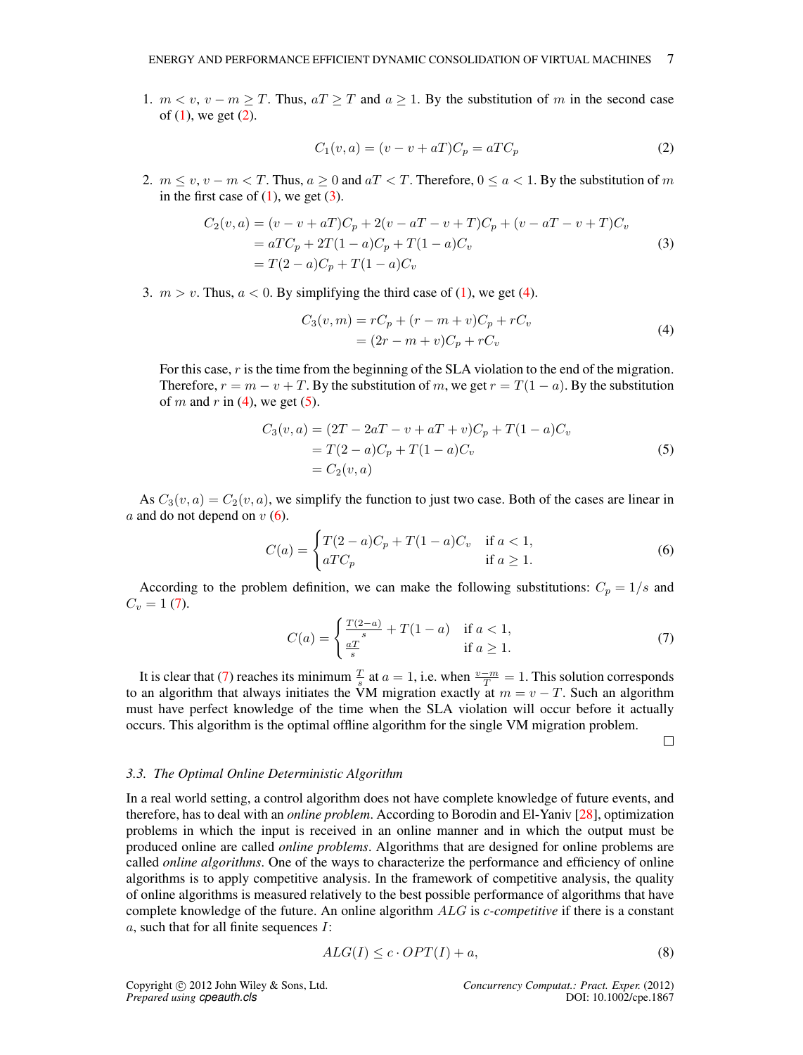1. $m < v$, $v - m \geq T$. Thus, $aT \geq T$ and $a \geq 1$. By the substitution of $m$ in the second case of (1), we get (2).

$$C_1(v, a) = (v - v + aT)C_p = aTC_p \tag{2}$$

2. $m \leq v$, $v - m < T$. Thus, $a \geq 0$ and $aT < T$. Therefore, $0 \leq a < 1$. By the substitution of $m$ in the first case of (1), we get (3).

$$\begin{aligned} C_2(v, a) &= (v - v + aT)C_p + 2(v - aT - v + T)C_p + (v - aT - v + T)C_v \\ &= aTC_p + 2T(1 - a)C_p + T(1 - a)C_v \\ &= T(2 - a)C_p + T(1 - a)C_v \end{aligned} \tag{3}$$

3. $m > v$. Thus, $a < 0$. By simplifying the third case of (1), we get (4).

$$\begin{aligned} C_3(v, m) &= rC_p + (r - m + v)C_p + rC_v \\ &= (2r - m + v)C_p + rC_v \end{aligned} \tag{4}$$

For this case, $r$ is the time from the beginning of the SLA violation to the end of the migration. Therefore, $r = m - v + T$. By the substitution of $m$, we get $r = T(1 - a)$. By the substitution of $m$ and $r$ in (4), we get (5).

$$\begin{aligned} C_3(v, a) &= (2T - 2aT - v + aT + v)C_p + T(1 - a)C_v \\ &= T(2 - a)C_p + T(1 - a)C_v \\ &= C_2(v, a) \end{aligned} \tag{5}$$

As $C_3(v, a) = C_2(v, a)$, we simplify the function to just two case. Both of the cases are linear in $a$ and do not depend on $v$ (6).

$$C(a) = \begin{cases} T(2 - a)C_p + T(1 - a)C_v & \text{if } a < 1, \\ aTC_p & \text{if } a \geq 1. \end{cases} \tag{6}$$

According to the problem definition, we can make the following substitutions: $C_p = 1/s$ and $C_v = 1$ (7).

$$C(a) = \begin{cases} \frac{T(2-a)}{s} + T(1 - a) & \text{if } a < 1, \\ \frac{aT}{s} & \text{if } a \geq 1. \end{cases} \tag{7}$$

It is clear that (7) reaches its minimum $\frac{T}{s}$ at $a = 1$, i.e. when $\frac{v-m}{T} = 1$. This solution corresponds to an algorithm that always initiates the VM migration exactly at $m = v - T$. Such an algorithm must have perfect knowledge of the time when the SLA violation will occur before it actually occurs. This algorithm is the optimal offline algorithm for the single VM migration problem.

□

### 3.3. *The Optimal Online Deterministic Algorithm*

In a real world setting, a control algorithm does not have complete knowledge of future events, and therefore, has to deal with an *online problem*. According to Borodin and El-Yaniv [28], optimization problems in which the input is received in an online manner and in which the output must be produced online are called *online problems*. Algorithms that are designed for online problems are called *online algorithms*. One of the ways to characterize the performance and efficiency of online algorithms is to apply competitive analysis. In the framework of competitive analysis, the quality of online algorithms is measured relatively to the best possible performance of algorithms that have complete knowledge of the future. An online algorithm $ALG$ is *c-competitive* if there is a constant $a$, such that for all finite sequences $I$:

$$ALG(I) \leq c \cdot OPT(I) + a, \tag{8}$$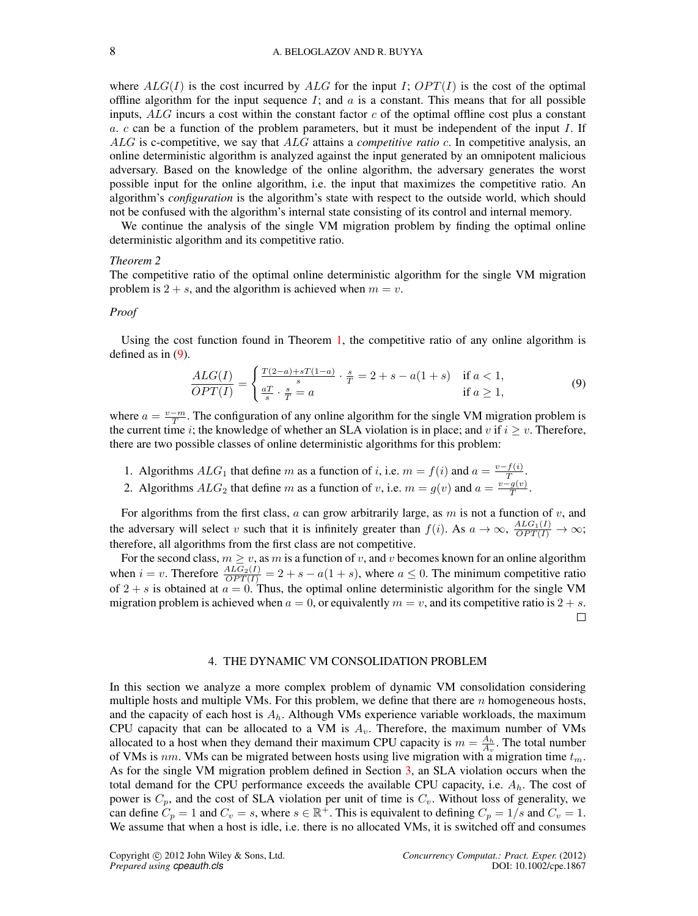where $ALG(I)$ is the cost incurred by $ALG$ for the input $I$; $OPT(I)$ is the cost of the optimal offline algorithm for the input sequence $I$; and $a$ is a constant. This means that for all possible inputs, $ALG$ incurs a cost within the constant factor $c$ of the optimal offline cost plus a constant $a$. $c$ can be a function of the problem parameters, but it must be independent of the input $I$. If $ALG$ is c-competitive, we say that $ALG$ attains a *competitive ratio* $c$. In competitive analysis, an online deterministic algorithm is analyzed against the input generated by an omnipotent malicious adversary. Based on the knowledge of the online algorithm, the adversary generates the worst possible input for the online algorithm, i.e. the input that maximizes the competitive ratio. An algorithm's *configuration* is the algorithm's state with respect to the outside world, which should not be confused with the algorithm's internal state consisting of its control and internal memory.

We continue the analysis of the single VM migration problem by finding the optimal online deterministic algorithm and its competitive ratio.

*Theorem 2*
The competitive ratio of the optimal online deterministic algorithm for the single VM migration problem is $2 + s$, and the algorithm is achieved when $m = v$.

*Proof*

Using the cost function found in Theorem 1, the competitive ratio of any online algorithm is defined as in (9).

$$\frac{ALG(I)}{OPT(I)} = \begin{cases} \frac{T(2-a)+sT(1-a)}{s} \cdot \frac{s}{T} = 2 + s - a(1+s) & \text{if } a < 1, \\ \frac{aT}{s} \cdot \frac{s}{T} = a & \text{if } a \geq 1, \end{cases} \tag{9}$$

where $a = \frac{v-m}{T}$. The configuration of any online algorithm for the single VM migration problem is the current time $i$; the knowledge of whether an SLA violation is in place; and $v$ if $i \geq v$. Therefore, there are two possible classes of online deterministic algorithms for this problem:

1. Algorithms $ALG_1$ that define $m$ as a function of $i$, i.e. $m = f(i)$ and $a = \frac{v-f(i)}{T}$.
2. Algorithms $ALG_2$ that define $m$ as a function of $v$, i.e. $m = g(v)$ and $a = \frac{v-g(v)}{T}$.

For algorithms from the first class, $a$ can grow arbitrarily large, as $m$ is not a function of $v$, and the adversary will select $v$ such that it is infinitely greater than $f(i)$. As $a \to \infty$, $\frac{ALG_1(I)}{OPT(I)} \to \infty$; therefore, all algorithms from the first class are not competitive.

For the second class, $m \geq v$, as $m$ is a function of $v$, and $v$ becomes known for an online algorithm when $i = v$. Therefore $\frac{ALG_2(I)}{OPT(I)} = 2 + s - a(1 + s)$, where $a \leq 0$. The minimum competitive ratio of $2 + s$ is obtained at $a = 0$. Thus, the optimal online deterministic algorithm for the single VM migration problem is achieved when $a = 0$, or equivalently $m = v$, and its competitive ratio is $2 + s$.
□

## 4. THE DYNAMIC VM CONSOLIDATION PROBLEM

In this section we analyze a more complex problem of dynamic VM consolidation considering multiple hosts and multiple VMs. For this problem, we define that there are $n$ homogeneous hosts, and the capacity of each host is $A_h$. Although VMs experience variable workloads, the maximum CPU capacity that can be allocated to a VM is $A_v$. Therefore, the maximum number of VMs allocated to a host when they demand their maximum CPU capacity is $m = \frac{A_h}{A_v}$. The total number of VMs is $nm$. VMs can be migrated between hosts using live migration with a migration time $t_m$. As for the single VM migration problem defined in Section 3, an SLA violation occurs when the total demand for the CPU performance exceeds the available CPU capacity, i.e. $A_h$. The cost of power is $C_p$, and the cost of SLA violation per unit of time is $C_v$. Without loss of generality, we can define $C_p = 1$ and $C_v = s$, where $s \in \mathbb{R}^+$. This is equivalent to defining $C_p = 1/s$ and $C_v = 1$. We assume that when a host is idle, i.e. there is no allocated VMs, it is switched off and consumes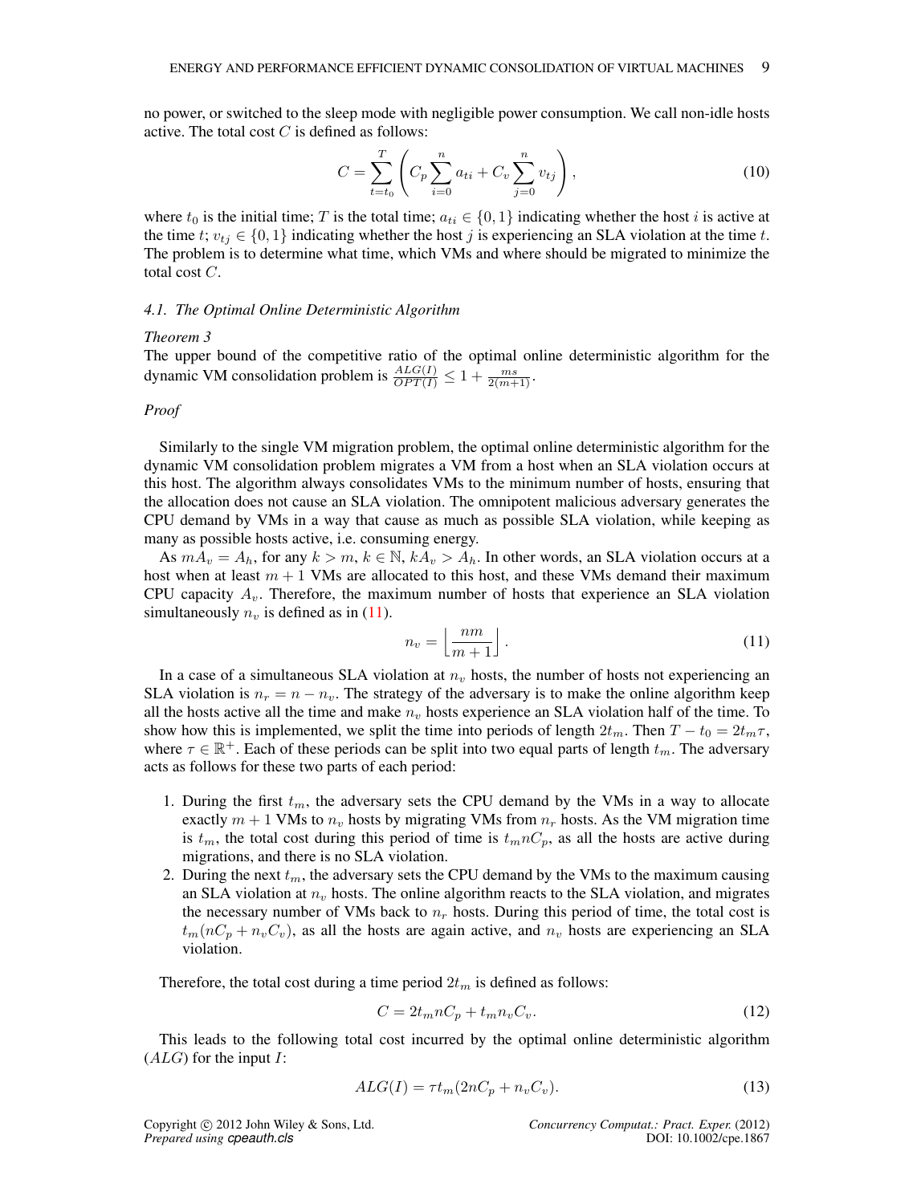no power, or switched to the sleep mode with negligible power consumption. We call non-idle hosts active. The total cost $C$ is defined as follows:

$$C = \sum_{t=t_0}^{T} \left( C_p \sum_{i=0}^{n} a_{ti} + C_v \sum_{j=0}^{n} v_{tj} \right), \tag{10}$$

where $t_0$ is the initial time; $T$ is the total time; $a_{ti} \in \{0, 1\}$ indicating whether the host $i$ is active at the time $t$; $v_{tj} \in \{0, 1\}$ indicating whether the host $j$ is experiencing an SLA violation at the time $t$. The problem is to determine what time, which VMs and where should be migrated to minimize the total cost $C$.

### 4.1. The Optimal Online Deterministic Algorithm

*Theorem 3*

The upper bound of the competitive ratio of the optimal online deterministic algorithm for the dynamic VM consolidation problem is $\frac{ALG(I)}{OPT(I)} \leq 1 + \frac{ms}{2(m+1)}$.

*Proof*

Similarly to the single VM migration problem, the optimal online deterministic algorithm for the dynamic VM consolidation problem migrates a VM from a host when an SLA violation occurs at this host. The algorithm always consolidates VMs to the minimum number of hosts, ensuring that the allocation does not cause an SLA violation. The omnipotent malicious adversary generates the CPU demand by VMs in a way that cause as much as possible SLA violation, while keeping as many as possible hosts active, i.e. consuming energy.

As $mA_v = A_h$, for any $k > m$, $k \in \mathbb{N}$, $kA_v > A_h$. In other words, an SLA violation occurs at a host when at least $m + 1$ VMs are allocated to this host, and these VMs demand their maximum CPU capacity $A_v$. Therefore, the maximum number of hosts that experience an SLA violation simultaneously $n_v$ is defined as in (11).

$$n_v = \left\lfloor \frac{nm}{m+1} \right\rfloor. \tag{11}$$

In a case of a simultaneous SLA violation at $n_v$ hosts, the number of hosts not experiencing an SLA violation is $n_r = n - n_v$. The strategy of the adversary is to make the online algorithm keep all the hosts active all the time and make $n_v$ hosts experience an SLA violation half of the time. To show how this is implemented, we split the time into periods of length $2t_m$. Then $T - t_0 = 2t_m\tau$, where $\tau \in \mathbb{R}^+$. Each of these periods can be split into two equal parts of length $t_m$. The adversary acts as follows for these two parts of each period:

1. During the first $t_m$, the adversary sets the CPU demand by the VMs in a way to allocate exactly $m + 1$ VMs to $n_v$ hosts by migrating VMs from $n_r$ hosts. As the VM migration time is $t_m$, the total cost during this period of time is $t_m nC_p$, as all the hosts are active during migrations, and there is no SLA violation.
2. During the next $t_m$, the adversary sets the CPU demand by the VMs to the maximum causing an SLA violation at $n_v$ hosts. The online algorithm reacts to the SLA violation, and migrates the necessary number of VMs back to $n_r$ hosts. During this period of time, the total cost is $t_m(nC_p + n_vC_v)$, as all the hosts are again active, and $n_v$ hosts are experiencing an SLA violation.

Therefore, the total cost during a time period $2t_m$ is defined as follows:

$$C = 2t_m nC_p + t_m n_v C_v. \tag{12}$$

This leads to the following total cost incurred by the optimal online deterministic algorithm ($ALG$) for the input $I$:

$$ALG(I) = \tau t_m(2nC_p + n_vC_v). \tag{13}$$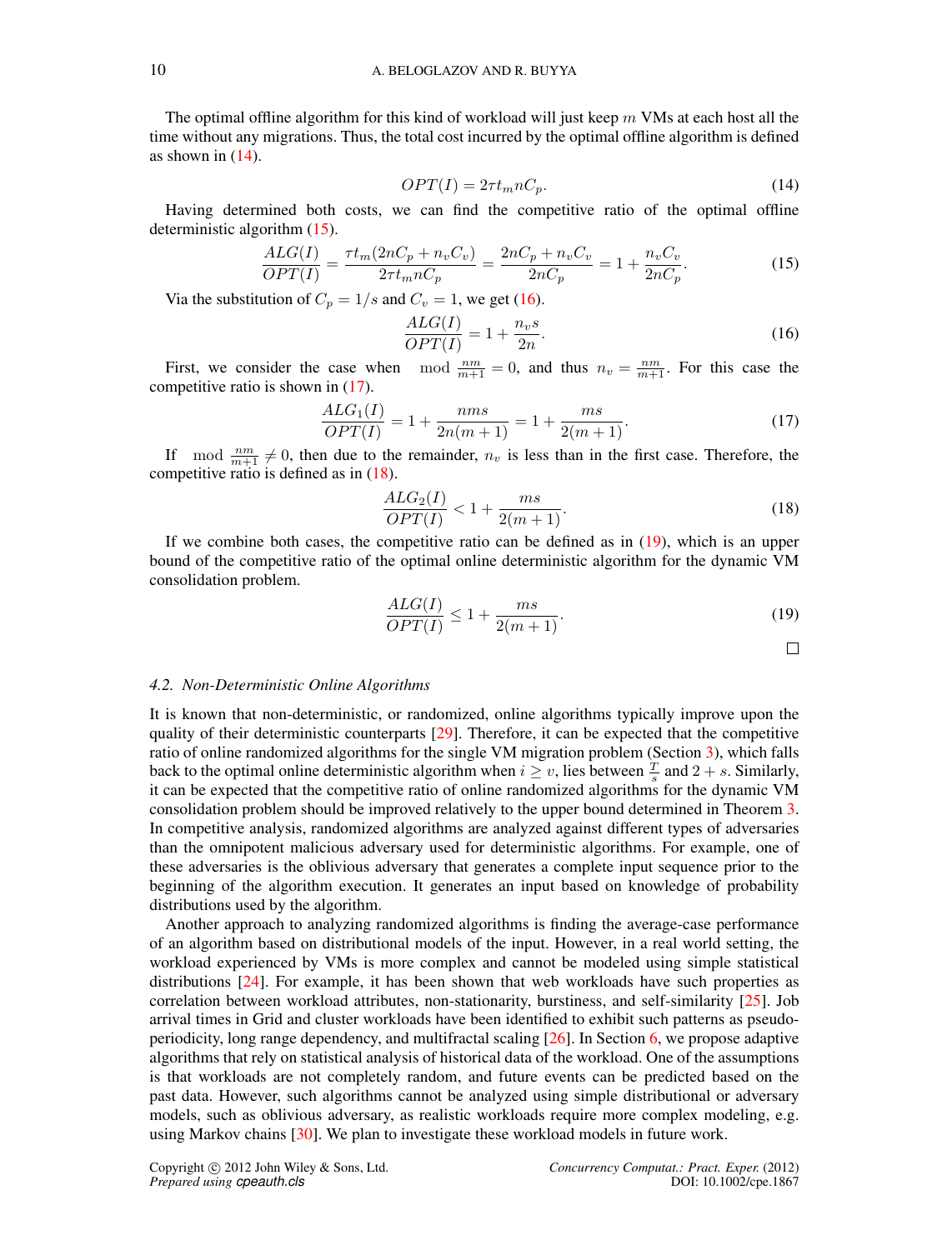The optimal offline algorithm for this kind of workload will just keep $m$ VMs at each host all the time without any migrations. Thus, the total cost incurred by the optimal offline algorithm is defined as shown in (14).

$$OPT(I) = 2\tau t_m n C_p. \tag{14}$$

Having determined both costs, we can find the competitive ratio of the optimal offline deterministic algorithm (15).

$$\frac{ALG(I)}{OPT(I)} = \frac{\tau t_m(2nC_p + n_v C_v)}{2\tau t_m n C_p} = \frac{2nC_p + n_v C_v}{2nC_p} = 1 + \frac{n_v C_v}{2nC_p}. \tag{15}$$

Via the substitution of $C_p = 1/s$ and $C_v = 1$, we get (16).

$$\frac{ALG(I)}{OPT(I)} = 1 + \frac{n_v s}{2n}. \tag{16}$$

First, we consider the case when $\mod \frac{nm}{m+1} = 0$, and thus $n_v = \frac{nm}{m+1}$. For this case the competitive ratio is shown in (17).

$$\frac{ALG_1(I)}{OPT(I)} = 1 + \frac{nms}{2n(m+1)} = 1 + \frac{ms}{2(m+1)}. \tag{17}$$

If $\mod \frac{nm}{m+1} \neq 0$, then due to the remainder, $n_v$ is less than in the first case. Therefore, the competitive ratio is defined as in (18).

$$\frac{ALG_2(I)}{OPT(I)} < 1 + \frac{ms}{2(m+1)}. \tag{18}$$

If we combine both cases, the competitive ratio can be defined as in (19), which is an upper bound of the competitive ratio of the optimal online deterministic algorithm for the dynamic VM consolidation problem.

$$\frac{ALG(I)}{OPT(I)} \leq 1 + \frac{ms}{2(m+1)}. \tag{19}$$

□

### 4.2. Non-Deterministic Online Algorithms

It is known that non-deterministic, or randomized, online algorithms typically improve upon the quality of their deterministic counterparts [29]. Therefore, it can be expected that the competitive ratio of online randomized algorithms for the single VM migration problem (Section 3), which falls back to the optimal online deterministic algorithm when $i \geq v$, lies between $\frac{T}{s}$ and $2 + s$. Similarly, it can be expected that the competitive ratio of online randomized algorithms for the dynamic VM consolidation problem should be improved relatively to the upper bound determined in Theorem 3. In competitive analysis, randomized algorithms are analyzed against different types of adversaries than the omnipotent malicious adversary used for deterministic algorithms. For example, one of these adversaries is the oblivious adversary that generates a complete input sequence prior to the beginning of the algorithm execution. It generates an input based on knowledge of probability distributions used by the algorithm.

Another approach to analyzing randomized algorithms is finding the average-case performance of an algorithm based on distributional models of the input. However, in a real world setting, the workload experienced by VMs is more complex and cannot be modeled using simple statistical distributions [24]. For example, it has been shown that web workloads have such properties as correlation between workload attributes, non-stationarity, burstiness, and self-similarity [25]. Job arrival times in Grid and cluster workloads have been identified to exhibit such patterns as pseudo-periodicity, long range dependency, and multifractal scaling [26]. In Section 6, we propose adaptive algorithms that rely on statistical analysis of historical data of the workload. One of the assumptions is that workloads are not completely random, and future events can be predicted based on the past data. However, such algorithms cannot be analyzed using simple distributional or adversary models, such as oblivious adversary, as realistic workloads require more complex modeling, e.g. using Markov chains [30]. We plan to investigate these workload models in future work.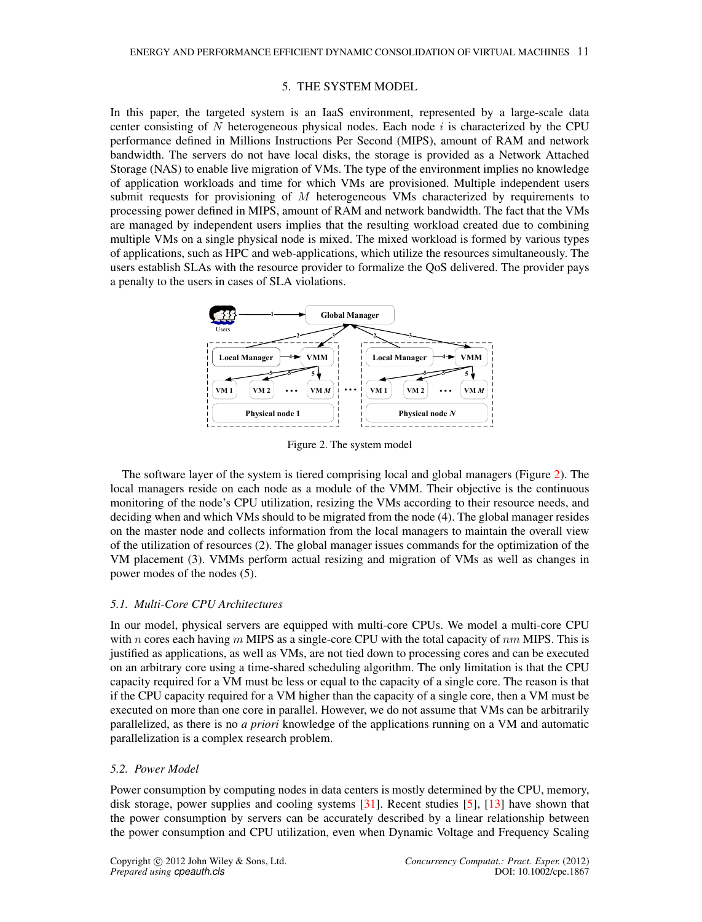## 5. THE SYSTEM MODEL

In this paper, the targeted system is an IaaS environment, represented by a large-scale data center consisting of $N$ heterogeneous physical nodes. Each node $i$ is characterized by the CPU performance defined in Millions Instructions Per Second (MIPS), amount of RAM and network bandwidth. The servers do not have local disks, the storage is provided as a Network Attached Storage (NAS) to enable live migration of VMs. The type of the environment implies no knowledge of application workloads and time for which VMs are provisioned. Multiple independent users submit requests for provisioning of $M$ heterogeneous VMs characterized by requirements to processing power defined in MIPS, amount of RAM and network bandwidth. The fact that the VMs are managed by independent users implies that the resulting workload created due to combining multiple VMs on a single physical node is mixed. The mixed workload is formed by various types of applications, such as HPC and web-applications, which utilize the resources simultaneously. The users establish SLAs with the resource provider to formalize the QoS delivered. The provider pays a penalty to the users in cases of SLA violations.

Users
Global Manager
Local Manager
VMM
VM 1
VM 2
VM $M$
Physical node 1
Physical node $N$
1
2
3
4
5

Figure 2. The system model

The software layer of the system is tiered comprising local and global managers (Figure 2). The local managers reside on each node as a module of the VMM. Their objective is the continuous monitoring of the node's CPU utilization, resizing the VMs according to their resource needs, and deciding when and which VMs should to be migrated from the node (4). The global manager resides on the master node and collects information from the local managers to maintain the overall view of the utilization of resources (2). The global manager issues commands for the optimization of the VM placement (3). VMMs perform actual resizing and migration of VMs as well as changes in power modes of the nodes (5).

### 5.1. Multi-Core CPU Architectures

In our model, physical servers are equipped with multi-core CPUs. We model a multi-core CPU with $n$ cores each having $m$ MIPS as a single-core CPU with the total capacity of $nm$ MIPS. This is justified as applications, as well as VMs, are not tied down to processing cores and can be executed on an arbitrary core using a time-shared scheduling algorithm. The only limitation is that the CPU capacity required for a VM must be less or equal to the capacity of a single core. The reason is that if the CPU capacity required for a VM higher than the capacity of a single core, then a VM must be executed on more than one core in parallel. However, we do not assume that VMs can be arbitrarily parallelized, as there is no *a priori* knowledge of the applications running on a VM and automatic parallelization is a complex research problem.

### 5.2. Power Model

Power consumption by computing nodes in data centers is mostly determined by the CPU, memory, disk storage, power supplies and cooling systems [31]. Recent studies [5], [13] have shown that the power consumption by servers can be accurately described by a linear relationship between the power consumption and CPU utilization, even when Dynamic Voltage and Frequency Scaling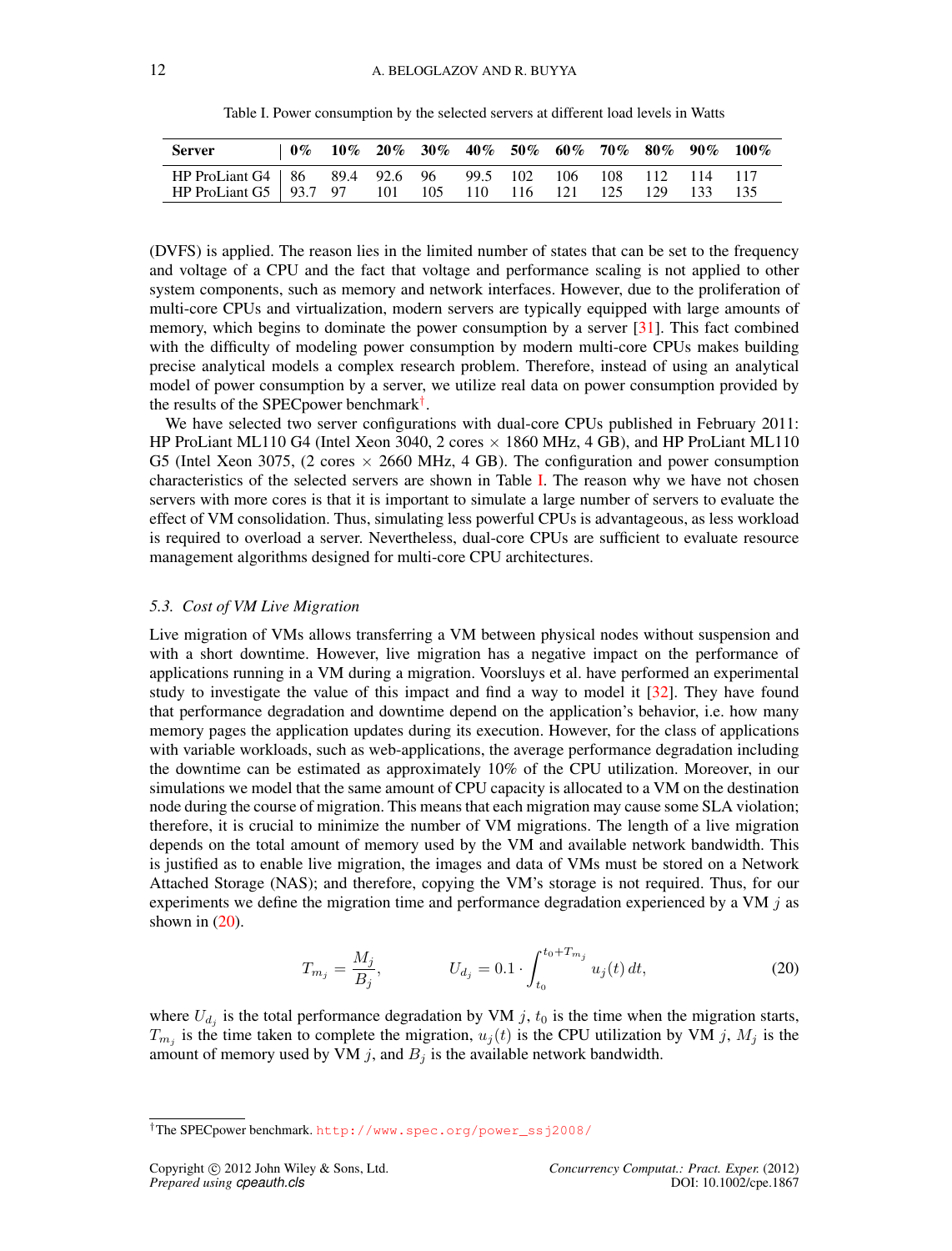Table I. Power consumption by the selected servers at different load levels in Watts

| Server | 0% | 10% | 20% | 30% | 40% | 50% | 60% | 70% | 80% | 90% | 100% |
|---|---|---|---|---|---|---|---|---|---|---|---|
| HP ProLiant G4 | 86 | 89.4 | 92.6 | 96 | 99.5 | 102 | 106 | 108 | 112 | 114 | 117 |
| HP ProLiant G5 | 93.7 | 97 | 101 | 105 | 110 | 116 | 121 | 125 | 129 | 133 | 135 |

(DVFS) is applied. The reason lies in the limited number of states that can be set to the frequency and voltage of a CPU and the fact that voltage and performance scaling is not applied to other system components, such as memory and network interfaces. However, due to the proliferation of multi-core CPUs and virtualization, modern servers are typically equipped with large amounts of memory, which begins to dominate the power consumption by a server [31]. This fact combined with the difficulty of modeling power consumption by modern multi-core CPUs makes building precise analytical models a complex research problem. Therefore, instead of using an analytical model of power consumption by a server, we utilize real data on power consumption provided by the results of the SPECpower benchmark†.

We have selected two server configurations with dual-core CPUs published in February 2011: HP ProLiant ML110 G4 (Intel Xeon 3040, 2 cores × 1860 MHz, 4 GB), and HP ProLiant ML110 G5 (Intel Xeon 3075, (2 cores × 2660 MHz, 4 GB). The configuration and power consumption characteristics of the selected servers are shown in Table I. The reason why we have not chosen servers with more cores is that it is important to simulate a large number of servers to evaluate the effect of VM consolidation. Thus, simulating less powerful CPUs is advantageous, as less workload is required to overload a server. Nevertheless, dual-core CPUs are sufficient to evaluate resource management algorithms designed for multi-core CPU architectures.

### 5.3. *Cost of VM Live Migration*

Live migration of VMs allows transferring a VM between physical nodes without suspension and with a short downtime. However, live migration has a negative impact on the performance of applications running in a VM during a migration. Voorsluys et al. have performed an experimental study to investigate the value of this impact and find a way to model it [32]. They have found that performance degradation and downtime depend on the application's behavior, i.e. how many memory pages the application updates during its execution. However, for the class of applications with variable workloads, such as web-applications, the average performance degradation including the downtime can be estimated as approximately 10% of the CPU utilization. Moreover, in our simulations we model that the same amount of CPU capacity is allocated to a VM on the destination node during the course of migration. This means that each migration may cause some SLA violation; therefore, it is crucial to minimize the number of VM migrations. The length of a live migration depends on the total amount of memory used by the VM and available network bandwidth. This is justified as to enable live migration, the images and data of VMs must be stored on a Network Attached Storage (NAS); and therefore, copying the VM's storage is not required. Thus, for our experiments we define the migration time and performance degradation experienced by a VM $j$ as shown in (20).

$$T_{m_j} = \frac{M_j}{B_j}, \qquad U_{d_j} = 0.1 \cdot \int_{t_0}^{t_0+T_{m_j}} u_j(t)\, dt, \tag{20}$$

where $U_{d_j}$ is the total performance degradation by VM $j$, $t_0$ is the time when the migration starts, $T_{m_j}$ is the time taken to complete the migration, $u_j(t)$ is the CPU utilization by VM $j$, $M_j$ is the amount of memory used by VM $j$, and $B_j$ is the available network bandwidth.

†The SPECpower benchmark. http://www.spec.org/power_ssj2008/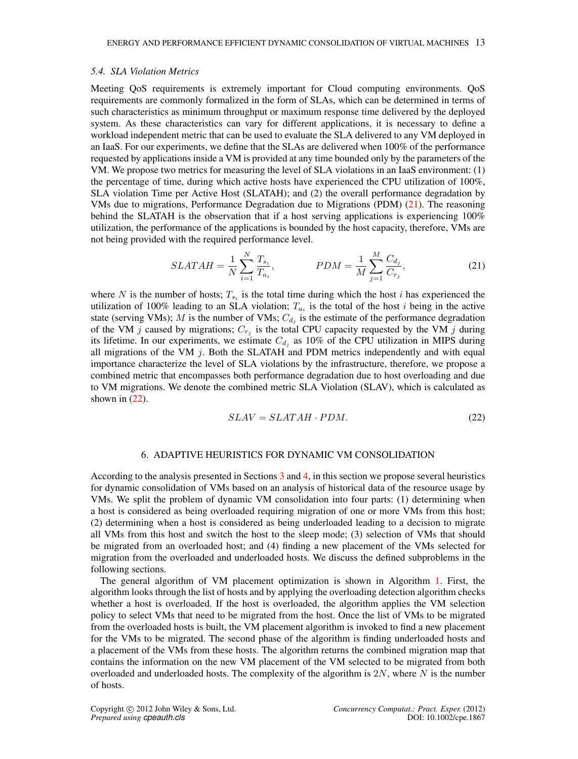### 5.4. SLA Violation Metrics

Meeting QoS requirements is extremely important for Cloud computing environments. QoS requirements are commonly formalized in the form of SLAs, which can be determined in terms of such characteristics as minimum throughput or maximum response time delivered by the deployed system. As these characteristics can vary for different applications, it is necessary to define a workload independent metric that can be used to evaluate the SLA delivered to any VM deployed in an IaaS. For our experiments, we define that the SLAs are delivered when 100% of the performance requested by applications inside a VM is provided at any time bounded only by the parameters of the VM. We propose two metrics for measuring the level of SLA violations in an IaaS environment: (1) the percentage of time, during which active hosts have experienced the CPU utilization of 100%, SLA violation Time per Active Host (SLATAH); and (2) the overall performance degradation by VMs due to migrations, Performance Degradation due to Migrations (PDM) (21). The reasoning behind the SLATAH is the observation that if a host serving applications is experiencing 100% utilization, the performance of the applications is bounded by the host capacity, therefore, VMs are not being provided with the required performance level.

$$SLATAH = \frac{1}{N}\sum_{i=1}^{N}\frac{T_{s_i}}{T_{a_i}}, \qquad PDM = \frac{1}{M}\sum_{j=1}^{M}\frac{C_{d_j}}{C_{r_j}}, \tag{21}$$

where $N$ is the number of hosts; $T_{s_i}$ is the total time during which the host $i$ has experienced the utilization of 100% leading to an SLA violation; $T_{a_i}$ is the total of the host $i$ being in the active state (serving VMs); $M$ is the number of VMs; $C_{d_j}$ is the estimate of the performance degradation of the VM $j$ caused by migrations; $C_{r_j}$ is the total CPU capacity requested by the VM $j$ during its lifetime. In our experiments, we estimate $C_{d_j}$ as 10% of the CPU utilization in MIPS during all migrations of the VM $j$. Both the SLATAH and PDM metrics independently and with equal importance characterize the level of SLA violations by the infrastructure, therefore, we propose a combined metric that encompasses both performance degradation due to host overloading and due to VM migrations. We denote the combined metric SLA Violation (SLAV), which is calculated as shown in (22).

$$SLAV = SLATAH \cdot PDM. \tag{22}$$

## 6. ADAPTIVE HEURISTICS FOR DYNAMIC VM CONSOLIDATION

According to the analysis presented in Sections 3 and 4, in this section we propose several heuristics for dynamic consolidation of VMs based on an analysis of historical data of the resource usage by VMs. We split the problem of dynamic VM consolidation into four parts: (1) determining when a host is considered as being overloaded requiring migration of one or more VMs from this host; (2) determining when a host is considered as being underloaded leading to a decision to migrate all VMs from this host and switch the host to the sleep mode; (3) selection of VMs that should be migrated from an overloaded host; and (4) finding a new placement of the VMs selected for migration from the overloaded and underloaded hosts. We discuss the defined subproblems in the following sections.

The general algorithm of VM placement optimization is shown in Algorithm 1. First, the algorithm looks through the list of hosts and by applying the overloading detection algorithm checks whether a host is overloaded. If the host is overloaded, the algorithm applies the VM selection policy to select VMs that need to be migrated from the host. Once the list of VMs to be migrated from the overloaded hosts is built, the VM placement algorithm is invoked to find a new placement for the VMs to be migrated. The second phase of the algorithm is finding underloaded hosts and a placement of the VMs from these hosts. The algorithm returns the combined migration map that contains the information on the new VM placement of the VM selected to be migrated from both overloaded and underloaded hosts. The complexity of the algorithm is $2N$, where $N$ is the number of hosts.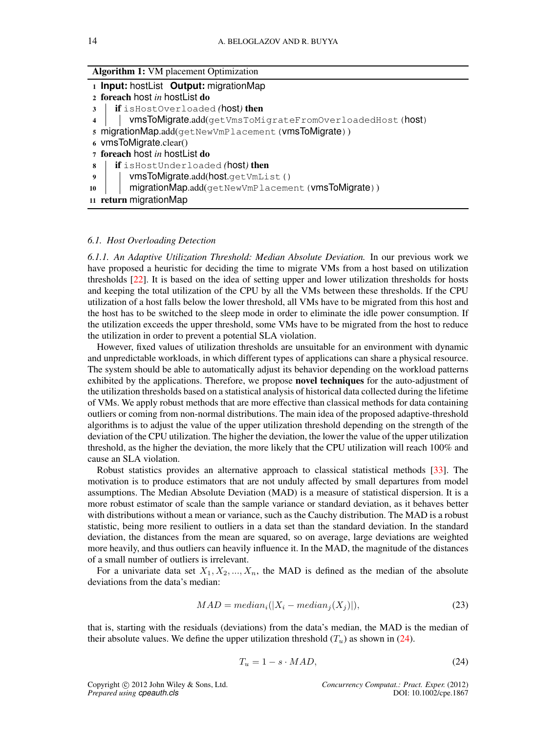**Algorithm 1:** VM placement Optimization

```
1  Input: hostList  Output: migrationMap
2  foreach host in hostList do
3  |  if isHostOverloaded (host) then
4  |  |  vmsToMigrate.add(getVmsToMigrateFromOverloadedHost (host)
5  migrationMap.add(getNewVmPlacement (vmsToMigrate))
6  vmsToMigrate.clear()
7  foreach host in hostList do
8  |  if isHostUnderloaded (host) then
9  |  |  vmsToMigrate.add(host.getVmList ()
10 |  |  migrationMap.add(getNewVmPlacement (vmsToMigrate))
11 return migrationMap
```

### 6.1. Host Overloading Detection

*6.1.1. An Adaptive Utilization Threshold: Median Absolute Deviation.* In our previous work we have proposed a heuristic for deciding the time to migrate VMs from a host based on utilization thresholds [22]. It is based on the idea of setting upper and lower utilization thresholds for hosts and keeping the total utilization of the CPU by all the VMs between these thresholds. If the CPU utilization of a host falls below the lower threshold, all VMs have to be migrated from this host and the host has to be switched to the sleep mode in order to eliminate the idle power consumption. If the utilization exceeds the upper threshold, some VMs have to be migrated from the host to reduce the utilization in order to prevent a potential SLA violation.

However, fixed values of utilization thresholds are unsuitable for an environment with dynamic and unpredictable workloads, in which different types of applications can share a physical resource. The system should be able to automatically adjust its behavior depending on the workload patterns exhibited by the applications. Therefore, we propose **novel techniques** for the auto-adjustment of the utilization thresholds based on a statistical analysis of historical data collected during the lifetime of VMs. We apply robust methods that are more effective than classical methods for data containing outliers or coming from non-normal distributions. The main idea of the proposed adaptive-threshold algorithms is to adjust the value of the upper utilization threshold depending on the strength of the deviation of the CPU utilization. The higher the deviation, the lower the value of the upper utilization threshold, as the higher the deviation, the more likely that the CPU utilization will reach 100% and cause an SLA violation.

Robust statistics provides an alternative approach to classical statistical methods [33]. The motivation is to produce estimators that are not unduly affected by small departures from model assumptions. The Median Absolute Deviation (MAD) is a measure of statistical dispersion. It is a more robust estimator of scale than the sample variance or standard deviation, as it behaves better with distributions without a mean or variance, such as the Cauchy distribution. The MAD is a robust statistic, being more resilient to outliers in a data set than the standard deviation. In the standard deviation, the distances from the mean are squared, so on average, large deviations are weighted more heavily, and thus outliers can heavily influence it. In the MAD, the magnitude of the distances of a small number of outliers is irrelevant.

For a univariate data set $X_1, X_2, ..., X_n$, the MAD is defined as the median of the absolute deviations from the data's median:

$$MAD = median_i(|X_i - median_j(X_j)|), \tag{23}$$

that is, starting with the residuals (deviations) from the data's median, the MAD is the median of their absolute values. We define the upper utilization threshold ($T_u$) as shown in (24).

$$T_u = 1 - s \cdot MAD, \tag{24}$$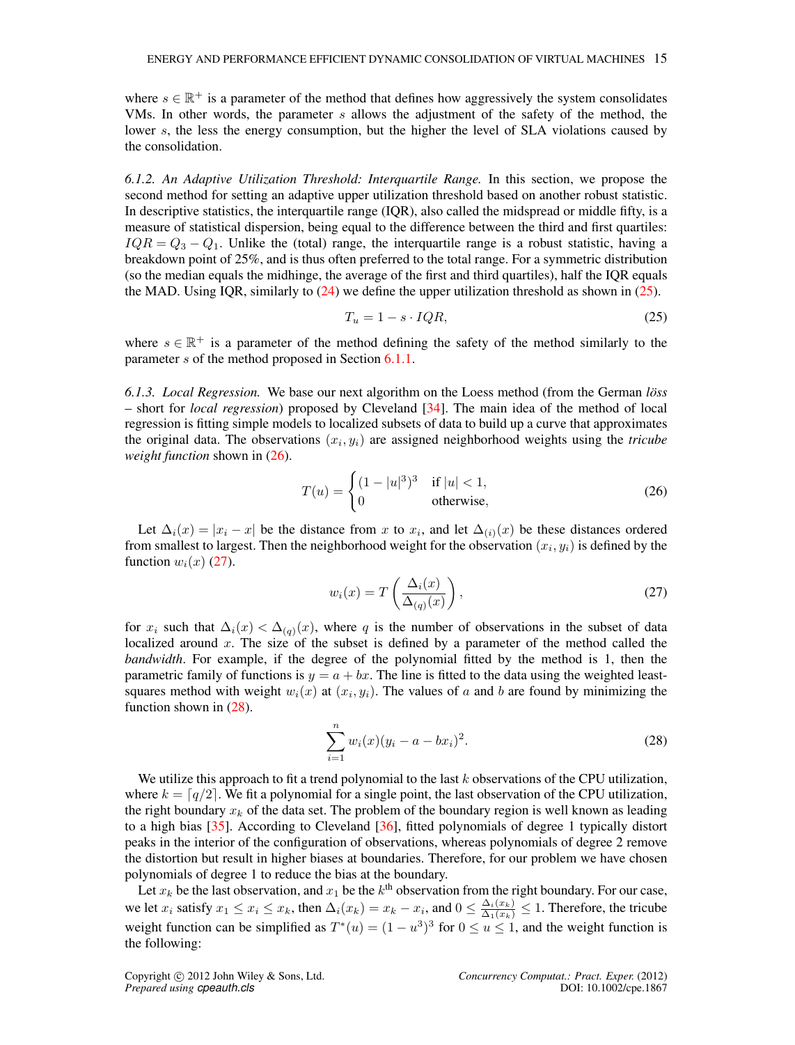where $s \in \mathbb{R}^+$ is a parameter of the method that defines how aggressively the system consolidates VMs. In other words, the parameter $s$ allows the adjustment of the safety of the method, the lower $s$, the less the energy consumption, but the higher the level of SLA violations caused by the consolidation.

#### 6.1.2. An Adaptive Utilization Threshold: Interquartile Range.

In this section, we propose the second method for setting an adaptive upper utilization threshold based on another robust statistic. In descriptive statistics, the interquartile range (IQR), also called the midspread or middle fifty, is a measure of statistical dispersion, being equal to the difference between the third and first quartiles: $IQR = Q_3 - Q_1$. Unlike the (total) range, the interquartile range is a robust statistic, having a breakdown point of 25%, and is thus often preferred to the total range. For a symmetric distribution (so the median equals the midhinge, the average of the first and third quartiles), half the IQR equals the MAD. Using IQR, similarly to (24) we define the upper utilization threshold as shown in (25).

$$T_u = 1 - s \cdot IQR, \tag{25}$$

where $s \in \mathbb{R}^+$ is a parameter of the method defining the safety of the method similarly to the parameter $s$ of the method proposed in Section 6.1.1.

#### 6.1.3. Local Regression.

We base our next algorithm on the Loess method (from the German *löss* – short for *local regression*) proposed by Cleveland [34]. The main idea of the method of local regression is fitting simple models to localized subsets of data to build up a curve that approximates the original data. The observations $(x_i, y_i)$ are assigned neighborhood weights using the *tricube weight function* shown in (26).

$$T(u) = \begin{cases} (1 - |u|^3)^3 & \text{if } |u| < 1, \\ 0 & \text{otherwise,} \end{cases} \tag{26}$$

Let $\Delta_i(x) = |x_i - x|$ be the distance from $x$ to $x_i$, and let $\Delta_{(i)}(x)$ be these distances ordered from smallest to largest. Then the neighborhood weight for the observation $(x_i, y_i)$ is defined by the function $w_i(x)$ (27).

$$w_i(x) = T\left(\frac{\Delta_i(x)}{\Delta_{(q)}(x)}\right), \tag{27}$$

for $x_i$ such that $\Delta_i(x) < \Delta_{(q)}(x)$, where $q$ is the number of observations in the subset of data localized around $x$. The size of the subset is defined by a parameter of the method called the *bandwidth*. For example, if the degree of the polynomial fitted by the method is 1, then the parametric family of functions is $y = a + bx$. The line is fitted to the data using the weighted least-squares method with weight $w_i(x)$ at $(x_i, y_i)$. The values of $a$ and $b$ are found by minimizing the function shown in (28).

$$\sum_{i=1}^{n} w_i(x)(y_i - a - bx_i)^2. \tag{28}$$

We utilize this approach to fit a trend polynomial to the last $k$ observations of the CPU utilization, where $k = \lceil q/2 \rceil$. We fit a polynomial for a single point, the last observation of the CPU utilization, the right boundary $x_k$ of the data set. The problem of the boundary region is well known as leading to a high bias [35]. According to Cleveland [36], fitted polynomials of degree 1 typically distort peaks in the interior of the configuration of observations, whereas polynomials of degree 2 remove the distortion but result in higher biases at boundaries. Therefore, for our problem we have chosen polynomials of degree 1 to reduce the bias at the boundary.

Let $x_k$ be the last observation, and $x_1$ be the $k^{\text{th}}$ observation from the right boundary. For our case, we let $x_i$ satisfy $x_1 \le x_i \le x_k$, then $\Delta_i(x_k) = x_k - x_i$, and $0 \le \frac{\Delta_i(x_k)}{\Delta_1(x_k)} \le 1$. Therefore, the tricube weight function can be simplified as $T^*(u) = (1 - u^3)^3$ for $0 \le u \le 1$, and the weight function is the following: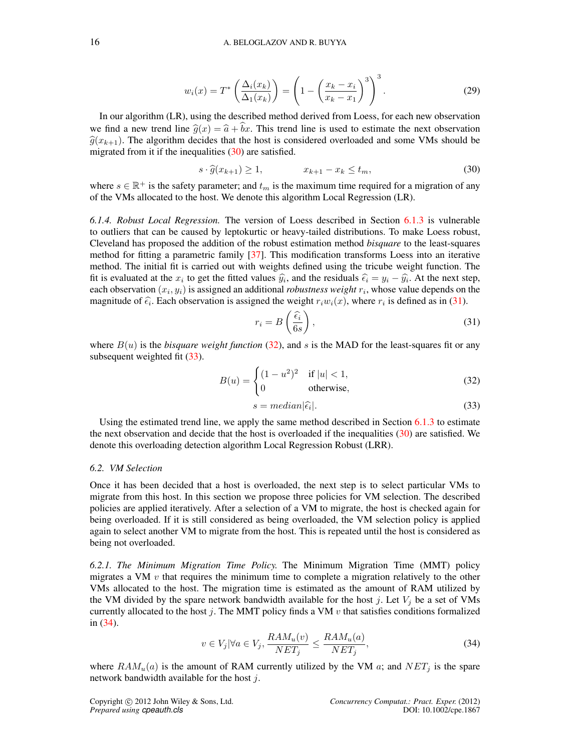$$w_i(x) = T^*\left(\frac{\Delta_i(x_k)}{\Delta_1(x_k)}\right) = \left(1 - \left(\frac{x_k - x_i}{x_k - x_1}\right)^3\right)^3. \tag{29}$$

In our algorithm (LR), using the described method derived from Loess, for each new observation we find a new trend line $\widehat{g}(x) = \widehat{a} + \widehat{b}x$. This trend line is used to estimate the next observation $\widehat{g}(x_{k+1})$. The algorithm decides that the host is considered overloaded and some VMs should be migrated from it if the inequalities (30) are satisfied.

$$s \cdot \widehat{g}(x_{k+1}) \geq 1, \qquad x_{k+1} - x_k \leq t_m, \tag{30}$$

where $s \in \mathbb{R}^+$ is the safety parameter; and $t_m$ is the maximum time required for a migration of any of the VMs allocated to the host. We denote this algorithm Local Regression (LR).

*6.1.4. Robust Local Regression.* The version of Loess described in Section 6.1.3 is vulnerable to outliers that can be caused by leptokurtic or heavy-tailed distributions. To make Loess robust, Cleveland has proposed the addition of the robust estimation method *bisquare* to the least-squares method for fitting a parametric family [37]. This modification transforms Loess into an iterative method. The initial fit is carried out with weights defined using the tricube weight function. The fit is evaluated at the $x_i$ to get the fitted values $\widehat{y}_i$, and the residuals $\widehat{\epsilon}_i = y_i - \widehat{y}_i$. At the next step, each observation $(x_i, y_i)$ is assigned an additional *robustness weight* $r_i$, whose value depends on the magnitude of $\widehat{\epsilon}_i$. Each observation is assigned the weight $r_i w_i(x)$, where $r_i$ is defined as in (31).

$$r_i = B\left(\frac{\widehat{\epsilon}_i}{6s}\right), \tag{31}$$

where $B(u)$ is the *bisquare weight function* (32), and $s$ is the MAD for the least-squares fit or any subsequent weighted fit (33).

$$B(u) = \begin{cases} (1-u^2)^2 & \text{if } |u| < 1, \\ 0 & \text{otherwise,} \end{cases} \tag{32}$$

$$s = median|\widehat{\epsilon}_i|. \tag{33}$$

Using the estimated trend line, we apply the same method described in Section 6.1.3 to estimate the next observation and decide that the host is overloaded if the inequalities (30) are satisfied. We denote this overloading detection algorithm Local Regression Robust (LRR).

### 6.2. VM Selection

Once it has been decided that a host is overloaded, the next step is to select particular VMs to migrate from this host. In this section we propose three policies for VM selection. The described policies are applied iteratively. After a selection of a VM to migrate, the host is checked again for being overloaded. If it is still considered as being overloaded, the VM selection policy is applied again to select another VM to migrate from the host. This is repeated until the host is considered as being not overloaded.

*6.2.1. The Minimum Migration Time Policy.* The Minimum Migration Time (MMT) policy migrates a VM $v$ that requires the minimum time to complete a migration relatively to the other VMs allocated to the host. The migration time is estimated as the amount of RAM utilized by the VM divided by the spare network bandwidth available for the host $j$. Let $V_j$ be a set of VMs currently allocated to the host $j$. The MMT policy finds a VM $v$ that satisfies conditions formalized in (34).

$$v \in V_j | \forall a \in V_j, \frac{RAM_u(v)}{NET_j} \leq \frac{RAM_u(a)}{NET_j}, \tag{34}$$

where $RAM_u(a)$ is the amount of RAM currently utilized by the VM $a$; and $NET_j$ is the spare network bandwidth available for the host $j$.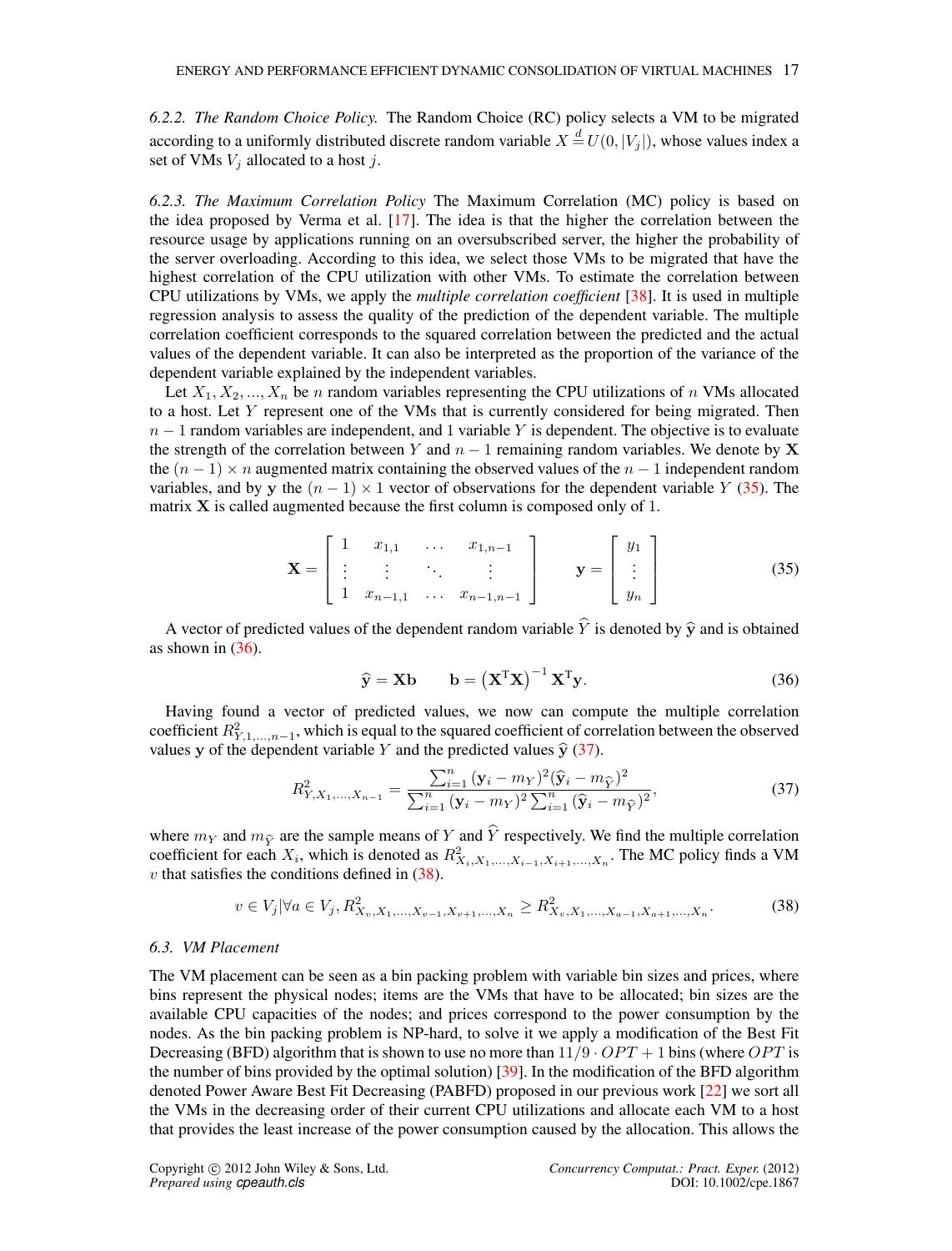*6.2.2. The Random Choice Policy.* The Random Choice (RC) policy selects a VM to be migrated according to a uniformly distributed discrete random variable $X \stackrel{d}{=} U(0, |V_j|)$, whose values index a set of VMs $V_j$ allocated to a host $j$.

*6.2.3. The Maximum Correlation Policy* The Maximum Correlation (MC) policy is based on the idea proposed by Verma et al. [17]. The idea is that the higher the correlation between the resource usage by applications running on an oversubscribed server, the higher the probability of the server overloading. According to this idea, we select those VMs to be migrated that have the highest correlation of the CPU utilization with other VMs. To estimate the correlation between CPU utilizations by VMs, we apply the *multiple correlation coefficient* [38]. It is used in multiple regression analysis to assess the quality of the prediction of the dependent variable. The multiple correlation coefficient corresponds to the squared correlation between the predicted and the actual values of the dependent variable. It can also be interpreted as the proportion of the variance of the dependent variable explained by the independent variables.

Let $X_1, X_2, ..., X_n$ be $n$ random variables representing the CPU utilizations of $n$ VMs allocated to a host. Let $Y$ represent one of the VMs that is currently considered for being migrated. Then $n-1$ random variables are independent, and 1 variable $Y$ is dependent. The objective is to evaluate the strength of the correlation between $Y$ and $n-1$ remaining random variables. We denote by $\mathbf{X}$ the $(n-1) \times n$ augmented matrix containing the observed values of the $n-1$ independent random variables, and by $\mathbf{y}$ the $(n-1) \times 1$ vector of observations for the dependent variable $Y$ (35). The matrix $\mathbf{X}$ is called augmented because the first column is composed only of 1.

$$\mathbf{X} = \begin{bmatrix} 1 & x_{1,1} & \dots & x_{1,n-1} \\ \vdots & \vdots & \ddots & \vdots \\ 1 & x_{n-1,1} & \dots & x_{n-1,n-1} \end{bmatrix} \qquad \mathbf{y} = \begin{bmatrix} y_1 \\ \vdots \\ y_n \end{bmatrix} \tag{35}$$

A vector of predicted values of the dependent random variable $\widehat{Y}$ is denoted by $\widehat{\mathbf{y}}$ and is obtained as shown in (36).

$$\widehat{\mathbf{y}} = \mathbf{X}\mathbf{b} \qquad \mathbf{b} = \left(\mathbf{X}^{\mathrm{T}}\mathbf{X}\right)^{-1}\mathbf{X}^{\mathrm{T}}\mathbf{y}. \tag{36}$$

Having found a vector of predicted values, we now can compute the multiple correlation coefficient $R^2_{Y,1,...,n-1}$, which is equal to the squared coefficient of correlation between the observed values $\mathbf{y}$ of the dependent variable $Y$ and the predicted values $\widehat{\mathbf{y}}$ (37).

$$R^2_{Y,X_1,...,X_{n-1}} = \frac{\sum_{i=1}^{n} (\mathbf{y}_i - m_Y)^2 (\widehat{\mathbf{y}}_i - m_{\widehat{Y}})^2}{\sum_{i=1}^{n} (\mathbf{y}_i - m_Y)^2 \sum_{i=1}^{n} (\widehat{\mathbf{y}}_i - m_{\widehat{Y}})^2}, \tag{37}$$

where $m_Y$ and $m_{\widehat{Y}}$ are the sample means of $Y$ and $\widehat{Y}$ respectively. We find the multiple correlation coefficient for each $X_i$, which is denoted as $R^2_{X_i,X_1,...,X_{i-1},X_{i+1},...,X_n}$. The MC policy finds a VM $v$ that satisfies the conditions defined in (38).

$$v \in V_j | \forall a \in V_j, R^2_{X_v,X_1,...,X_{v-1},X_{v+1},...,X_n} \geq R^2_{X_v,X_1,...,X_{a-1},X_{a+1},...,X_n}. \tag{38}$$

### 6.3. VM Placement

The VM placement can be seen as a bin packing problem with variable bin sizes and prices, where bins represent the physical nodes; items are the VMs that have to be allocated; bin sizes are the available CPU capacities of the nodes; and prices correspond to the power consumption by the nodes. As the bin packing problem is NP-hard, to solve it we apply a modification of the Best Fit Decreasing (BFD) algorithm that is shown to use no more than $11/9 \cdot OPT + 1$ bins (where $OPT$ is the number of bins provided by the optimal solution) [39]. In the modification of the BFD algorithm denoted Power Aware Best Fit Decreasing (PABFD) proposed in our previous work [22] we sort all the VMs in the decreasing order of their current CPU utilizations and allocate each VM to a host that provides the least increase of the power consumption caused by the allocation. This allows the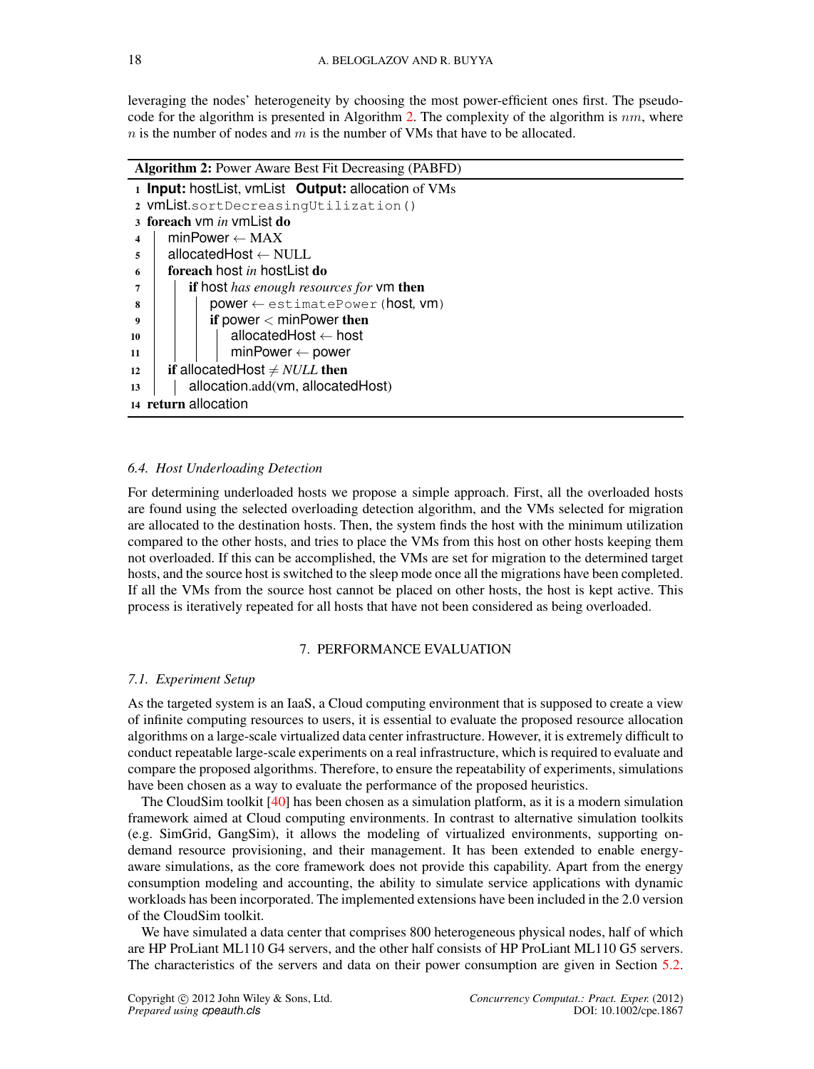leveraging the nodes' heterogeneity by choosing the most power-efficient ones first. The pseudo-code for the algorithm is presented in Algorithm 2. The complexity of the algorithm is $nm$, where $n$ is the number of nodes and $m$ is the number of VMs that have to be allocated.

**Algorithm 2:** Power Aware Best Fit Decreasing (PABFD)

```
1  Input: hostList, vmList   Output: allocation of VMs
2  vmList.sortDecreasingUtilization()
3  foreach vm in vmList do
4      minPower ← MAX
5      allocatedHost ← NULL
6      foreach host in hostList do
7          if host has enough resources for vm then
8              power ← estimatePower(host, vm)
9              if power < minPower then
10                 allocatedHost ← host
11                 minPower ← power
12     if allocatedHost ≠ NULL then
13         allocation.add(vm, allocatedHost)
14 return allocation
```

### 6.4. Host Underloading Detection

For determining underloaded hosts we propose a simple approach. First, all the overloaded hosts are found using the selected overloading detection algorithm, and the VMs selected for migration are allocated to the destination hosts. Then, the system finds the host with the minimum utilization compared to the other hosts, and tries to place the VMs from this host on other hosts keeping them not overloaded. If this can be accomplished, the VMs are set for migration to the determined target hosts, and the source host is switched to the sleep mode once all the migrations have been completed. If all the VMs from the source host cannot be placed on other hosts, the host is kept active. This process is iteratively repeated for all hosts that have not been considered as being overloaded.

## 7. PERFORMANCE EVALUATION

### 7.1. Experiment Setup

As the targeted system is an IaaS, a Cloud computing environment that is supposed to create a view of infinite computing resources to users, it is essential to evaluate the proposed resource allocation algorithms on a large-scale virtualized data center infrastructure. However, it is extremely difficult to conduct repeatable large-scale experiments on a real infrastructure, which is required to evaluate and compare the proposed algorithms. Therefore, to ensure the repeatability of experiments, simulations have been chosen as a way to evaluate the performance of the proposed heuristics.

The CloudSim toolkit [40] has been chosen as a simulation platform, as it is a modern simulation framework aimed at Cloud computing environments. In contrast to alternative simulation toolkits (e.g. SimGrid, GangSim), it allows the modeling of virtualized environments, supporting on-demand resource provisioning, and their management. It has been extended to enable energy-aware simulations, as the core framework does not provide this capability. Apart from the energy consumption modeling and accounting, the ability to simulate service applications with dynamic workloads has been incorporated. The implemented extensions have been included in the 2.0 version of the CloudSim toolkit.

We have simulated a data center that comprises 800 heterogeneous physical nodes, half of which are HP ProLiant ML110 G4 servers, and the other half consists of HP ProLiant ML110 G5 servers. The characteristics of the servers and data on their power consumption are given in Section 5.2.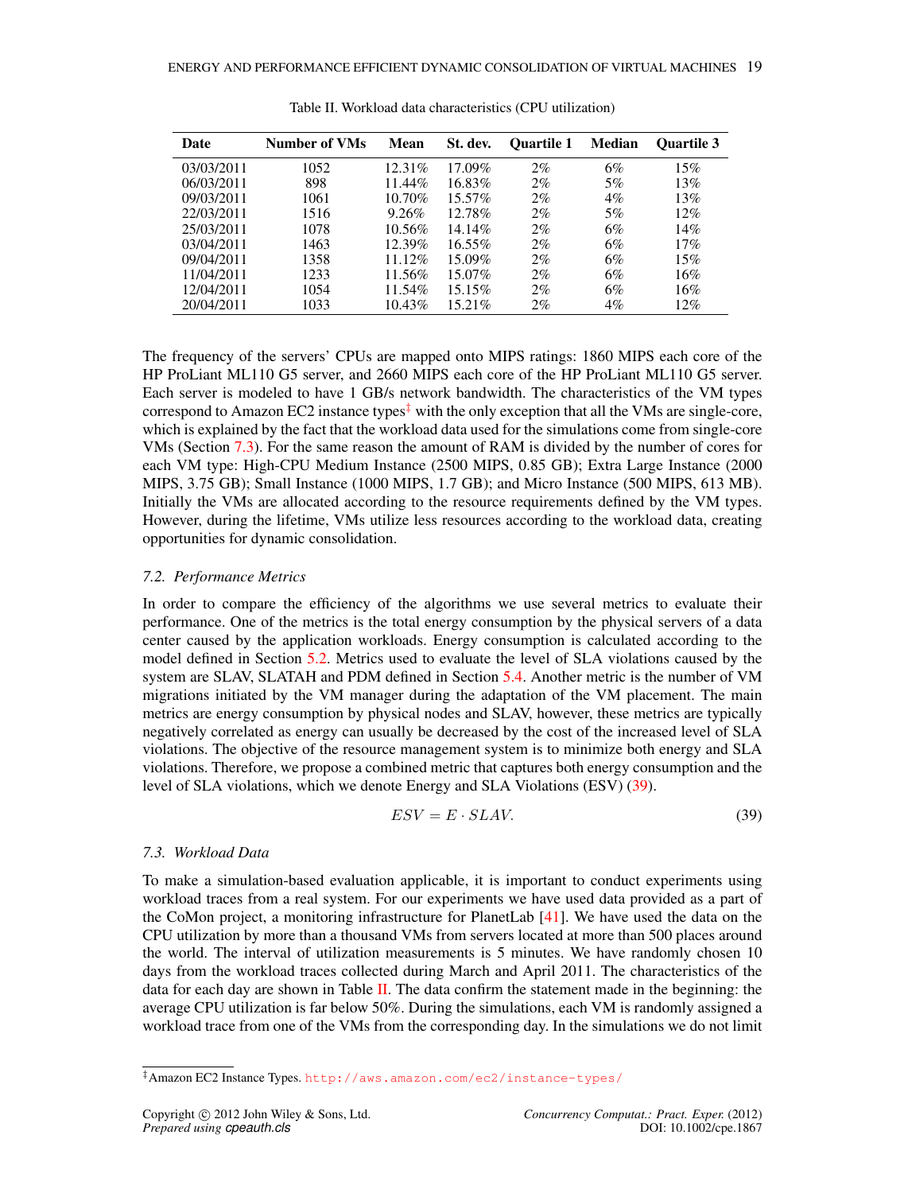Table II. Workload data characteristics (CPU utilization)

| Date | Number of VMs | Mean | St. dev. | Quartile 1 | Median | Quartile 3 |
|---|---|---|---|---|---|---|
| 03/03/2011 | 1052 | 12.31% | 17.09% | 2% | 6% | 15% |
| 06/03/2011 | 898 | 11.44% | 16.83% | 2% | 5% | 13% |
| 09/03/2011 | 1061 | 10.70% | 15.57% | 2% | 4% | 13% |
| 22/03/2011 | 1516 | 9.26% | 12.78% | 2% | 5% | 12% |
| 25/03/2011 | 1078 | 10.56% | 14.14% | 2% | 6% | 14% |
| 03/04/2011 | 1463 | 12.39% | 16.55% | 2% | 6% | 17% |
| 09/04/2011 | 1358 | 11.12% | 15.09% | 2% | 6% | 15% |
| 11/04/2011 | 1233 | 11.56% | 15.07% | 2% | 6% | 16% |
| 12/04/2011 | 1054 | 11.54% | 15.15% | 2% | 6% | 16% |
| 20/04/2011 | 1033 | 10.43% | 15.21% | 2% | 4% | 12% |

The frequency of the servers' CPUs are mapped onto MIPS ratings: 1860 MIPS each core of the HP ProLiant ML110 G5 server, and 2660 MIPS each core of the HP ProLiant ML110 G5 server. Each server is modeled to have 1 GB/s network bandwidth. The characteristics of the VM types correspond to Amazon EC2 instance types[‡] with the only exception that all the VMs are single-core, which is explained by the fact that the workload data used for the simulations come from single-core VMs (Section 7.3). For the same reason the amount of RAM is divided by the number of cores for each VM type: High-CPU Medium Instance (2500 MIPS, 0.85 GB); Extra Large Instance (2000 MIPS, 3.75 GB); Small Instance (1000 MIPS, 1.7 GB); and Micro Instance (500 MIPS, 613 MB). Initially the VMs are allocated according to the resource requirements defined by the VM types. However, during the lifetime, VMs utilize less resources according to the workload data, creating opportunities for dynamic consolidation.

### 7.2. Performance Metrics

In order to compare the efficiency of the algorithms we use several metrics to evaluate their performance. One of the metrics is the total energy consumption by the physical servers of a data center caused by the application workloads. Energy consumption is calculated according to the model defined in Section 5.2. Metrics used to evaluate the level of SLA violations caused by the system are SLAV, SLATAH and PDM defined in Section 5.4. Another metric is the number of VM migrations initiated by the VM manager during the adaptation of the VM placement. The main metrics are energy consumption by physical nodes and SLAV, however, these metrics are typically negatively correlated as energy can usually be decreased by the cost of the increased level of SLA violations. The objective of the resource management system is to minimize both energy and SLA violations. Therefore, we propose a combined metric that captures both energy consumption and the level of SLA violations, which we denote Energy and SLA Violations (ESV) (39).

$$ESV = E \cdot SLAV. \tag{39}$$

### 7.3. Workload Data

To make a simulation-based evaluation applicable, it is important to conduct experiments using workload traces from a real system. For our experiments we have used data provided as a part of the CoMon project, a monitoring infrastructure for PlanetLab [41]. We have used the data on the CPU utilization by more than a thousand VMs from servers located at more than 500 places around the world. The interval of utilization measurements is 5 minutes. We have randomly chosen 10 days from the workload traces collected during March and April 2011. The characteristics of the data for each day are shown in Table II. The data confirm the statement made in the beginning: the average CPU utilization is far below 50%. During the simulations, each VM is randomly assigned a workload trace from one of the VMs from the corresponding day. In the simulations we do not limit

[‡]Amazon EC2 Instance Types. http://aws.amazon.com/ec2/instance-types/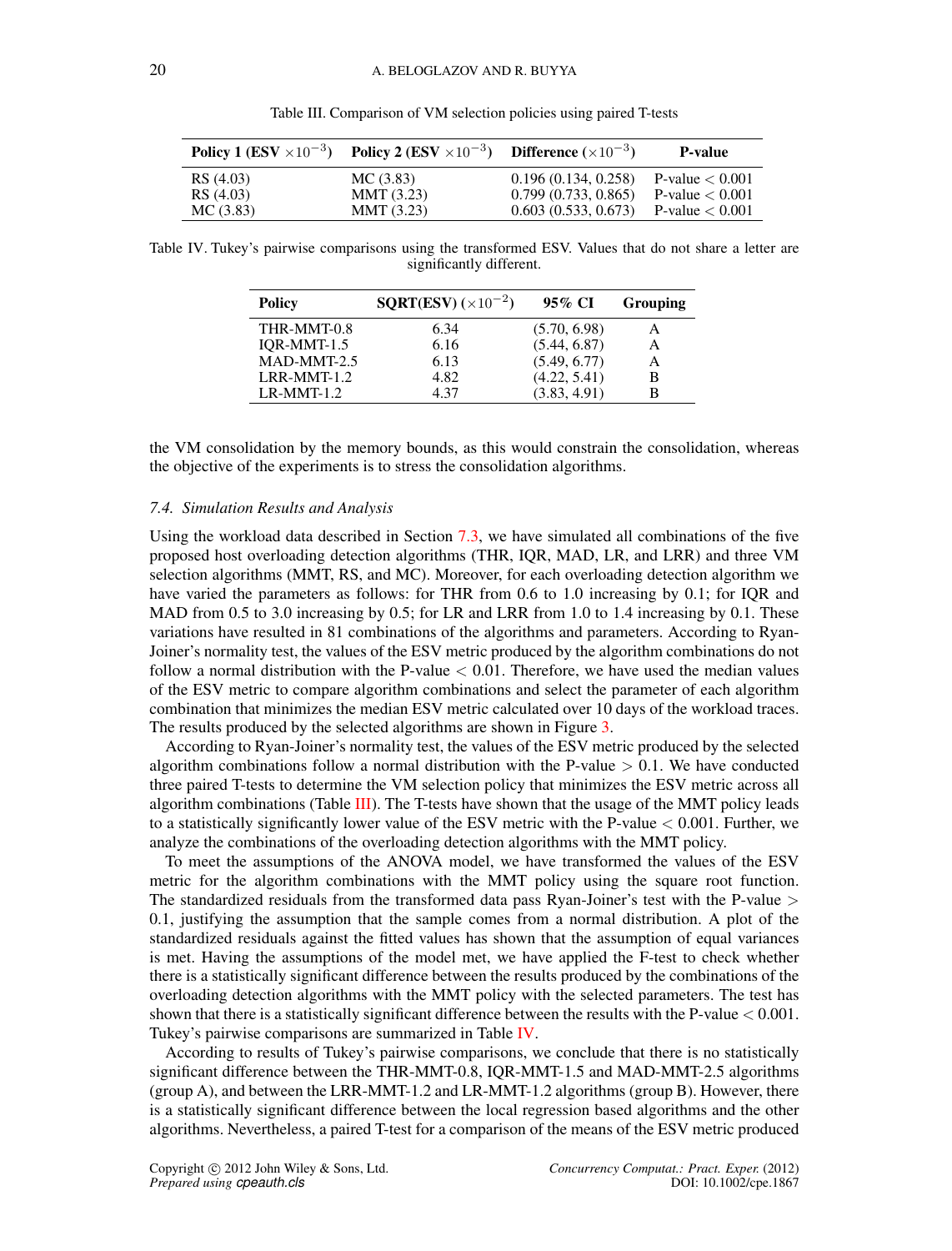Table III. Comparison of VM selection policies using paired T-tests

| Policy 1 (ESV $\times 10^{-3}$) | Policy 2 (ESV $\times 10^{-3}$) | Difference ($\times 10^{-3}$) | P-value |
|---|---|---|---|
| RS (4.03) | MC (3.83) | 0.196 (0.134, 0.258) | P-value $< 0.001$ |
| RS (4.03) | MMT (3.23) | 0.799 (0.733, 0.865) | P-value $< 0.001$ |
| MC (3.83) | MMT (3.23) | 0.603 (0.533, 0.673) | P-value $< 0.001$ |

Table IV. Tukey's pairwise comparisons using the transformed ESV. Values that do not share a letter are significantly different.

| Policy | SQRT(ESV) ($\times 10^{-2}$) | 95% CI | Grouping |
|---|---|---|---|
| THR-MMT-0.8 | 6.34 | (5.70, 6.98) | A |
| IQR-MMT-1.5 | 6.16 | (5.44, 6.87) | A |
| MAD-MMT-2.5 | 6.13 | (5.49, 6.77) | A |
| LRR-MMT-1.2 | 4.82 | (4.22, 5.41) | B |
| LR-MMT-1.2 | 4.37 | (3.83, 4.91) | B |

the VM consolidation by the memory bounds, as this would constrain the consolidation, whereas the objective of the experiments is to stress the consolidation algorithms.

### 7.4. Simulation Results and Analysis

Using the workload data described in Section 7.3, we have simulated all combinations of the five proposed host overloading detection algorithms (THR, IQR, MAD, LR, and LRR) and three VM selection algorithms (MMT, RS, and MC). Moreover, for each overloading detection algorithm we have varied the parameters as follows: for THR from 0.6 to 1.0 increasing by 0.1; for IQR and MAD from 0.5 to 3.0 increasing by 0.5; for LR and LRR from 1.0 to 1.4 increasing by 0.1. These variations have resulted in 81 combinations of the algorithms and parameters. According to Ryan-Joiner's normality test, the values of the ESV metric produced by the algorithm combinations do not follow a normal distribution with the P-value $< 0.01$. Therefore, we have used the median values of the ESV metric to compare algorithm combinations and select the parameter of each algorithm combination that minimizes the median ESV metric calculated over 10 days of the workload traces. The results produced by the selected algorithms are shown in Figure 3.

According to Ryan-Joiner's normality test, the values of the ESV metric produced by the selected algorithm combinations follow a normal distribution with the P-value $> 0.1$. We have conducted three paired T-tests to determine the VM selection policy that minimizes the ESV metric across all algorithm combinations (Table III). The T-tests have shown that the usage of the MMT policy leads to a statistically significantly lower value of the ESV metric with the P-value $< 0.001$. Further, we analyze the combinations of the overloading detection algorithms with the MMT policy.

To meet the assumptions of the ANOVA model, we have transformed the values of the ESV metric for the algorithm combinations with the MMT policy using the square root function. The standardized residuals from the transformed data pass Ryan-Joiner's test with the P-value $> 0.1$, justifying the assumption that the sample comes from a normal distribution. A plot of the standardized residuals against the fitted values has shown that the assumption of equal variances is met. Having the assumptions of the model met, we have applied the F-test to check whether there is a statistically significant difference between the results produced by the combinations of the overloading detection algorithms with the MMT policy with the selected parameters. The test has shown that there is a statistically significant difference between the results with the P-value $< 0.001$. Tukey's pairwise comparisons are summarized in Table IV.

According to results of Tukey's pairwise comparisons, we conclude that there is no statistically significant difference between the THR-MMT-0.8, IQR-MMT-1.5 and MAD-MMT-2.5 algorithms (group A), and between the LRR-MMT-1.2 and LR-MMT-1.2 algorithms (group B). However, there is a statistically significant difference between the local regression based algorithms and the other algorithms. Nevertheless, a paired T-test for a comparison of the means of the ESV metric produced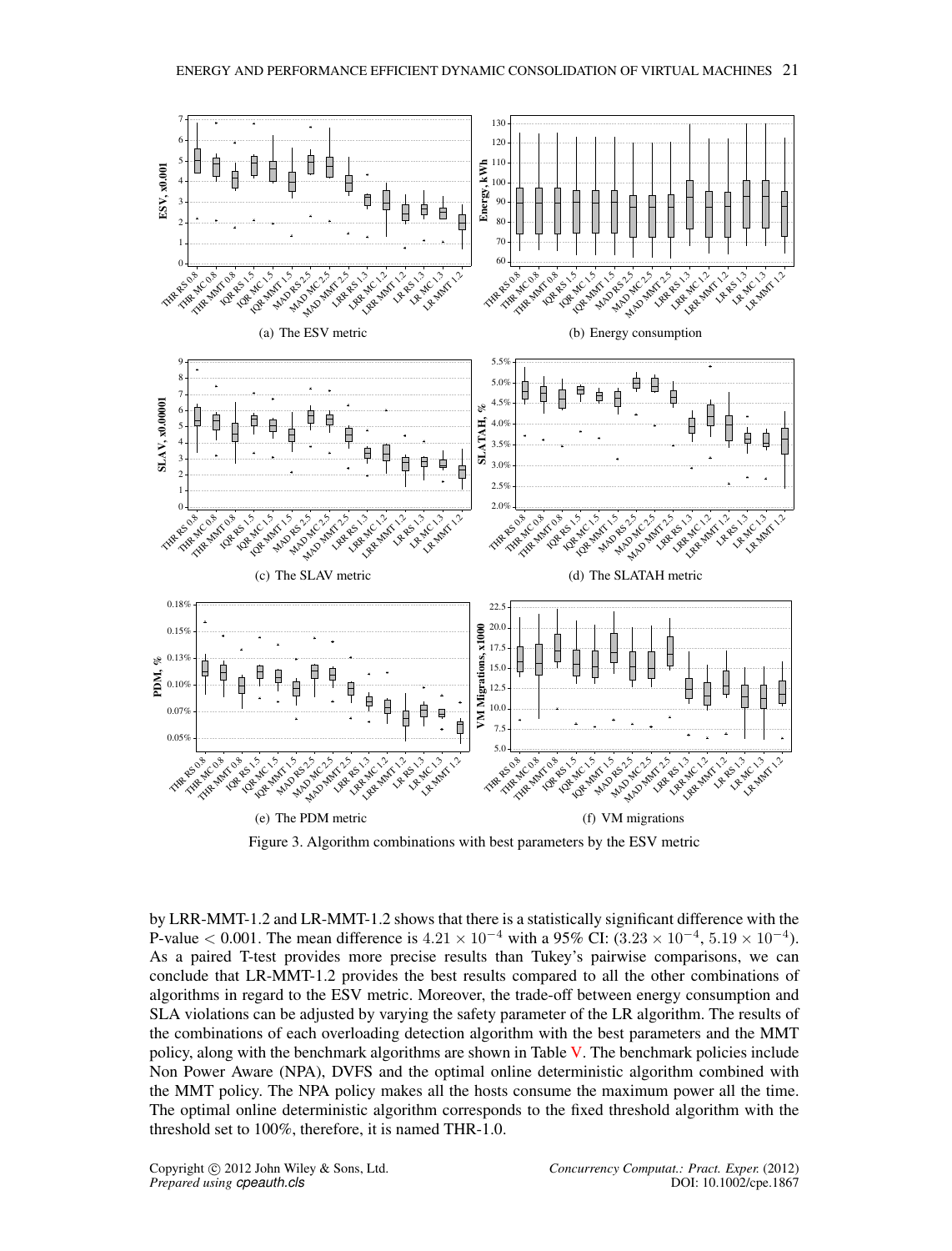ESV, x0.001

7
6
5
4
3
2
1
0

THR RS 0.8
THR MC 0.8
THR MMT 0.8
IQR RS 1.5
IQR MC 1.5
IQR MMT 1.5
MAD RS 2.5
MAD MC 2.5
MAD MMT 2.5
LRR RS 1.3
LRR MC 1.2
LRR MMT 1.2
LR RS 1.3
LR MC 1.3
LR MMT 1.2

(a) The ESV metric

Energy, kWh

130
120
110
100
90
80
70
60

THR RS 0.8
THR MC 0.8
THR MMT 0.8
IQR RS 1.5
IQR MC 1.5
IQR MMT 1.5
MAD RS 2.5
MAD MC 2.5
MAD MMT 2.5
LRR RS 1.3
LRR MC 1.2
LRR MMT 1.2
LR RS 1.3
LR MC 1.3
LR MMT 1.2

(b) Energy consumption

SLAV, x0.00001

9
8
7
6
5
4
3
2
1
0

THR RS 0.8
THR MC 0.8
THR MMT 0.8
IQR RS 1.5
IQR MC 1.5
IQR MMT 1.5
MAD RS 2.5
MAD MC 2.5
MAD MMT 2.5
LRR RS 1.3
LRR MC 1.2
LRR MMT 1.2
LR RS 1.3
LR MC 1.3
LR MMT 1.2

(c) The SLAV metric

SLATAH, %

5.5%
5.0%
4.5%
4.0%
3.5%
3.0%
2.5%
2.0%

THR RS 0.8
THR MC 0.8
THR MMT 0.8
IQR RS 1.5
IQR MC 1.5
IQR MMT 1.5
MAD RS 2.5
MAD MC 2.5
MAD MMT 2.5
LRR RS 1.3
LRR MC 1.2
LRR MMT 1.2
LR RS 1.3
LR MC 1.3
LR MMT 1.2

(d) The SLATAH metric

PDM, %

0.18%
0.15%
0.13%
0.10%
0.07%
0.05%

THR RS 0.8
THR MC 0.8
THR MMT 0.8
IQR RS 1.5
IQR MC 1.5
IQR MMT 1.5
MAD RS 2.5
MAD MC 2.5
MAD MMT 2.5
LRR RS 1.3
LRR MC 1.2
LRR MMT 1.2
LR RS 1.3
LR MC 1.3
LR MMT 1.2

(e) The PDM metric

VM Migrations, x1000

22.5
20.0
17.5
15.0
12.5
10.0
7.5
5.0

THR RS 0.8
THR MC 0.8
THR MMT 0.8
IQR RS 1.5
IQR MC 1.5
IQR MMT 1.5
MAD RS 2.5
MAD MC 2.5
MAD MMT 2.5
LRR RS 1.3
LRR MC 1.2
LRR MMT 1.2
LR RS 1.3
LR MC 1.3
LR MMT 1.2

(f) VM migrations

Figure 3. Algorithm combinations with best parameters by the ESV metric

by LRR-MMT-1.2 and LR-MMT-1.2 shows that there is a statistically significant difference with the P-value $< 0.001$. The mean difference is $4.21 \times 10^{-4}$ with a 95% CI: $(3.23 \times 10^{-4}, 5.19 \times 10^{-4})$. As a paired T-test provides more precise results than Tukey's pairwise comparisons, we can conclude that LR-MMT-1.2 provides the best results compared to all the other combinations of algorithms in regard to the ESV metric. Moreover, the trade-off between energy consumption and SLA violations can be adjusted by varying the safety parameter of the LR algorithm. The results of the combinations of each overloading detection algorithm with the best parameters and the MMT policy, along with the benchmark algorithms are shown in Table V. The benchmark policies include Non Power Aware (NPA), DVFS and the optimal online deterministic algorithm combined with the MMT policy. The NPA policy makes all the hosts consume the maximum power all the time. The optimal online deterministic algorithm corresponds to the fixed threshold algorithm with the threshold set to 100%, therefore, it is named THR-1.0.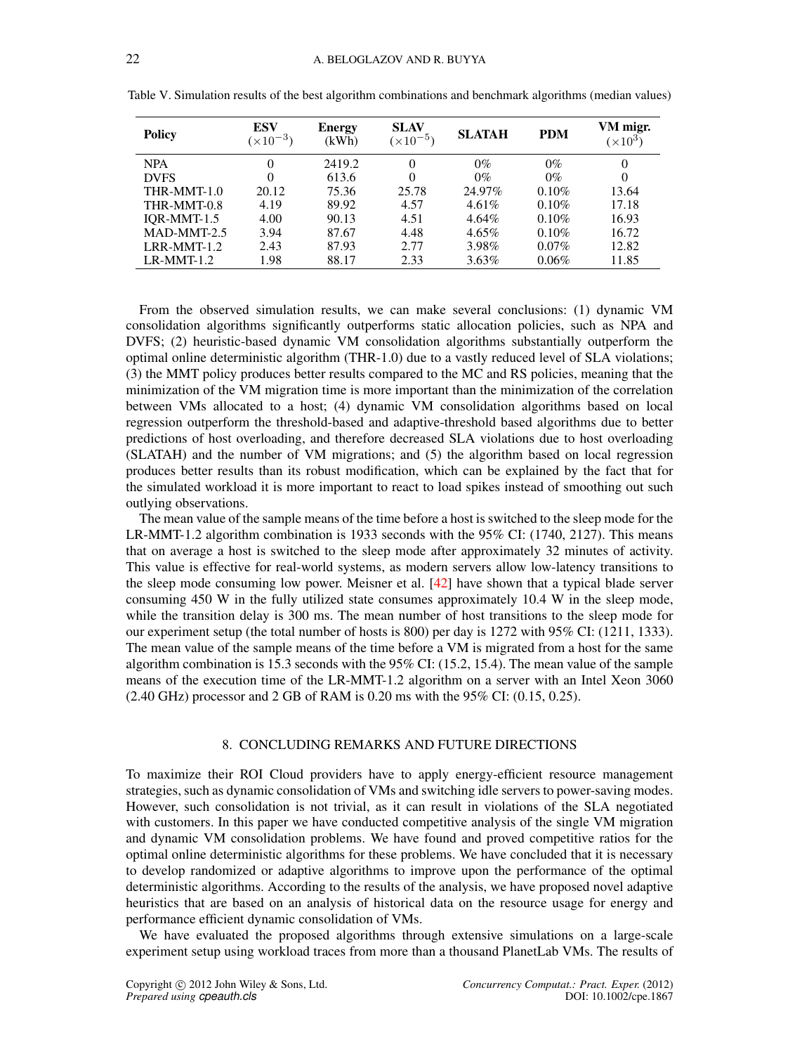Table V. Simulation results of the best algorithm combinations and benchmark algorithms (median values)

| Policy | ESV ($\times 10^{-3}$) | Energy (kWh) | SLAV ($\times 10^{-5}$) | SLATAH | PDM | VM migr. ($\times 10^{3}$) |
|---|---|---|---|---|---|---|
| NPA | 0 | 2419.2 | 0 | 0% | 0% | 0 |
| DVFS | 0 | 613.6 | 0 | 0% | 0% | 0 |
| THR-MMT-1.0 | 20.12 | 75.36 | 25.78 | 24.97% | 0.10% | 13.64 |
| THR-MMT-0.8 | 4.19 | 89.92 | 4.57 | 4.61% | 0.10% | 17.18 |
| IQR-MMT-1.5 | 4.00 | 90.13 | 4.51 | 4.64% | 0.10% | 16.93 |
| MAD-MMT-2.5 | 3.94 | 87.67 | 4.48 | 4.65% | 0.10% | 16.72 |
| LRR-MMT-1.2 | 2.43 | 87.93 | 2.77 | 3.98% | 0.07% | 12.82 |
| LR-MMT-1.2 | 1.98 | 88.17 | 2.33 | 3.63% | 0.06% | 11.85 |

From the observed simulation results, we can make several conclusions: (1) dynamic VM consolidation algorithms significantly outperforms static allocation policies, such as NPA and DVFS; (2) heuristic-based dynamic VM consolidation algorithms substantially outperform the optimal online deterministic algorithm (THR-1.0) due to a vastly reduced level of SLA violations; (3) the MMT policy produces better results compared to the MC and RS policies, meaning that the minimization of the VM migration time is more important than the minimization of the correlation between VMs allocated to a host; (4) dynamic VM consolidation algorithms based on local regression outperform the threshold-based and adaptive-threshold based algorithms due to better predictions of host overloading, and therefore decreased SLA violations due to host overloading (SLATAH) and the number of VM migrations; and (5) the algorithm based on local regression produces better results than its robust modification, which can be explained by the fact that for the simulated workload it is more important to react to load spikes instead of smoothing out such outlying observations.

The mean value of the sample means of the time before a host is switched to the sleep mode for the LR-MMT-1.2 algorithm combination is 1933 seconds with the 95% CI: (1740, 2127). This means that on average a host is switched to the sleep mode after approximately 32 minutes of activity. This value is effective for real-world systems, as modern servers allow low-latency transitions to the sleep mode consuming low power. Meisner et al. [42] have shown that a typical blade server consuming 450 W in the fully utilized state consumes approximately 10.4 W in the sleep mode, while the transition delay is 300 ms. The mean number of host transitions to the sleep mode for our experiment setup (the total number of hosts is 800) per day is 1272 with 95% CI: (1211, 1333). The mean value of the sample means of the time before a VM is migrated from a host for the same algorithm combination is 15.3 seconds with the 95% CI: (15.2, 15.4). The mean value of the sample means of the execution time of the LR-MMT-1.2 algorithm on a server with an Intel Xeon 3060 (2.40 GHz) processor and 2 GB of RAM is 0.20 ms with the 95% CI: (0.15, 0.25).

## 8. CONCLUDING REMARKS AND FUTURE DIRECTIONS

To maximize their ROI Cloud providers have to apply energy-efficient resource management strategies, such as dynamic consolidation of VMs and switching idle servers to power-saving modes. However, such consolidation is not trivial, as it can result in violations of the SLA negotiated with customers. In this paper we have conducted competitive analysis of the single VM migration and dynamic VM consolidation problems. We have found and proved competitive ratios for the optimal online deterministic algorithms for these problems. We have concluded that it is necessary to develop randomized or adaptive algorithms to improve upon the performance of the optimal deterministic algorithms. According to the results of the analysis, we have proposed novel adaptive heuristics that are based on an analysis of historical data on the resource usage for energy and performance efficient dynamic consolidation of VMs.

We have evaluated the proposed algorithms through extensive simulations on a large-scale experiment setup using workload traces from more than a thousand PlanetLab VMs. The results of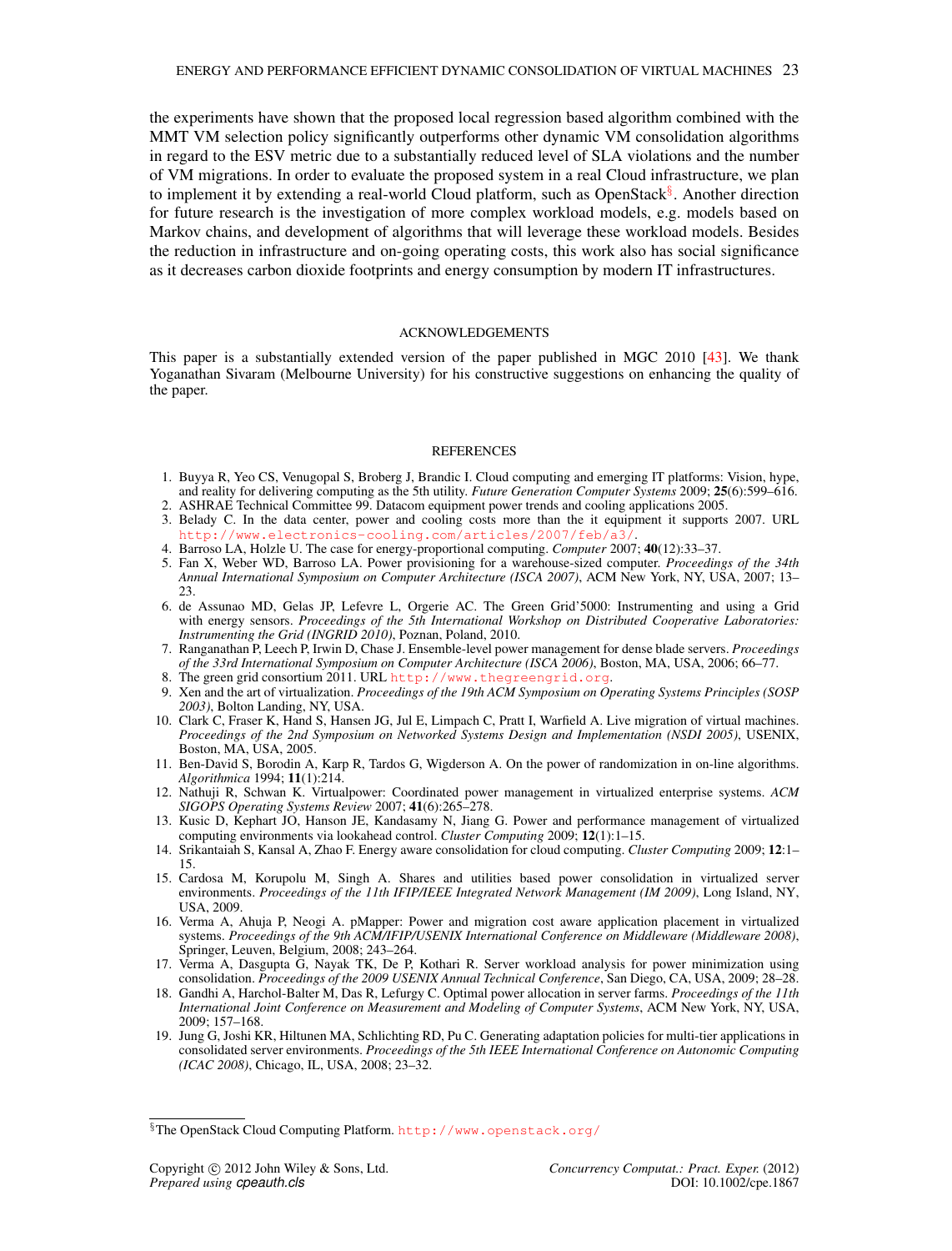the experiments have shown that the proposed local regression based algorithm combined with the MMT VM selection policy significantly outperforms other dynamic VM consolidation algorithms in regard to the ESV metric due to a substantially reduced level of SLA violations and the number of VM migrations. In order to evaluate the proposed system in a real Cloud infrastructure, we plan to implement it by extending a real-world Cloud platform, such as OpenStack[§]. Another direction for future research is the investigation of more complex workload models, e.g. models based on Markov chains, and development of algorithms that will leverage these workload models. Besides the reduction in infrastructure and on-going operating costs, this work also has social significance as it decreases carbon dioxide footprints and energy consumption by modern IT infrastructures.

## ACKNOWLEDGEMENTS

This paper is a substantially extended version of the paper published in MGC 2010 [43]. We thank Yoganathan Sivaram (Melbourne University) for his constructive suggestions on enhancing the quality of the paper.

## REFERENCES

1. Buyya R, Yeo CS, Venugopal S, Broberg J, Brandic I. Cloud computing and emerging IT platforms: Vision, hype, and reality for delivering computing as the 5th utility. *Future Generation Computer Systems* 2009; **25**(6):599–616.
2. ASHRAE Technical Committee 99. Datacom equipment power trends and cooling applications 2005.
3. Belady C. In the data center, power and cooling costs more than the it equipment it supports 2007. URL http://www.electronics-cooling.com/articles/2007/feb/a3/.
4. Barroso LA, Holzle U. The case for energy-proportional computing. *Computer* 2007; **40**(12):33–37.
5. Fan X, Weber WD, Barroso LA. Power provisioning for a warehouse-sized computer. *Proceedings of the 34th Annual International Symposium on Computer Architecture (ISCA 2007)*, ACM New York, NY, USA, 2007; 13–23.
6. de Assunao MD, Gelas JP, Lefevre L, Orgerie AC. The Green Grid'5000: Instrumenting and using a Grid with energy sensors. *Proceedings of the 5th International Workshop on Distributed Cooperative Laboratories: Instrumenting the Grid (INGRID 2010)*, Poznan, Poland, 2010.
7. Ranganathan P, Leech P, Irwin D, Chase J. Ensemble-level power management for dense blade servers. *Proceedings of the 33rd International Symposium on Computer Architecture (ISCA 2006)*, Boston, MA, USA, 2006; 66–77.
8. The green grid consortium 2011. URL http://www.thegreengrid.org.
9. Xen and the art of virtualization. *Proceedings of the 19th ACM Symposium on Operating Systems Principles (SOSP 2003)*, Bolton Landing, NY, USA.
10. Clark C, Fraser K, Hand S, Hansen JG, Jul E, Limpach C, Pratt I, Warfield A. Live migration of virtual machines. *Proceedings of the 2nd Symposium on Networked Systems Design and Implementation (NSDI 2005)*, USENIX, Boston, MA, USA, 2005.
11. Ben-David S, Borodin A, Karp R, Tardos G, Wigderson A. On the power of randomization in on-line algorithms. *Algorithmica* 1994; **11**(1):214.
12. Nathuji R, Schwan K. Virtualpower: Coordinated power management in virtualized enterprise systems. *ACM SIGOPS Operating Systems Review* 2007; **41**(6):265–278.
13. Kusic D, Kephart JO, Hanson JE, Kandasamy N, Jiang G. Power and performance management of virtualized computing environments via lookahead control. *Cluster Computing* 2009; **12**(1):1–15.
14. Srikantaiah S, Kansal A, Zhao F. Energy aware consolidation for cloud computing. *Cluster Computing* 2009; **12**:1–15.
15. Cardosa M, Korupolu M, Singh A. Shares and utilities based power consolidation in virtualized server environments. *Proceedings of the 11th IFIP/IEEE Integrated Network Management (IM 2009)*, Long Island, NY, USA, 2009.
16. Verma A, Ahuja P, Neogi A. pMapper: Power and migration cost aware application placement in virtualized systems. *Proceedings of the 9th ACM/IFIP/USENIX International Conference on Middleware (Middleware 2008)*, Springer, Leuven, Belgium, 2008; 243–264.
17. Verma A, Dasgupta G, Nayak TK, De P, Kothari R. Server workload analysis for power minimization using consolidation. *Proceedings of the 2009 USENIX Annual Technical Conference*, San Diego, CA, USA, 2009; 28–28.
18. Gandhi A, Harchol-Balter M, Das R, Lefurgy C. Optimal power allocation in server farms. *Proceedings of the 11th International Joint Conference on Measurement and Modeling of Computer Systems*, ACM New York, NY, USA, 2009; 157–168.
19. Jung G, Joshi KR, Hiltunen MA, Schlichting RD, Pu C. Generating adaptation policies for multi-tier applications in consolidated server environments. *Proceedings of the 5th IEEE International Conference on Autonomic Computing (ICAC 2008)*, Chicago, IL, USA, 2008; 23–32.

[§] The OpenStack Cloud Computing Platform. http://www.openstack.org/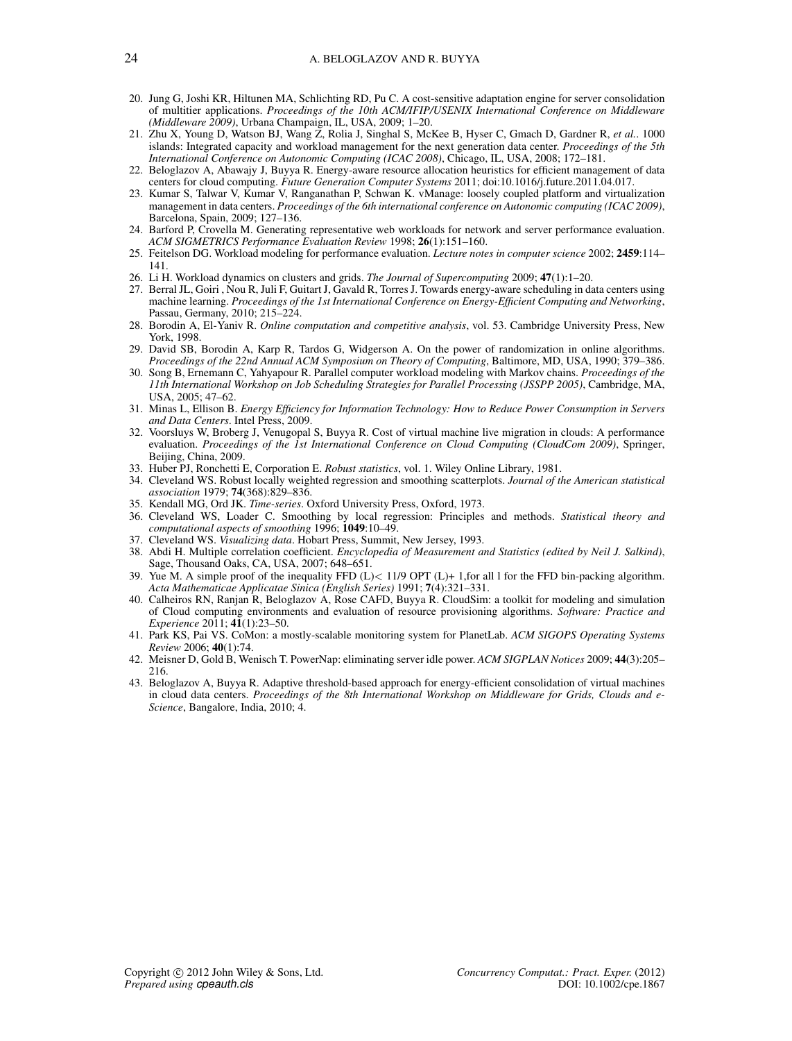20. Jung G, Joshi KR, Hiltunen MA, Schlichting RD, Pu C. A cost-sensitive adaptation engine for server consolidation of multitier applications. *Proceedings of the 10th ACM/IFIP/USENIX International Conference on Middleware (Middleware 2009)*, Urbana Champaign, IL, USA, 2009; 1–20.
21. Zhu X, Young D, Watson BJ, Wang Z, Rolia J, Singhal S, McKee B, Hyser C, Gmach D, Gardner R, *et al.*. 1000 islands: Integrated capacity and workload management for the next generation data center. *Proceedings of the 5th International Conference on Autonomic Computing (ICAC 2008)*, Chicago, IL, USA, 2008; 172–181.
22. Beloglazov A, Abawajy J, Buyya R. Energy-aware resource allocation heuristics for efficient management of data centers for cloud computing. *Future Generation Computer Systems* 2011; doi:10.1016/j.future.2011.04.017.
23. Kumar S, Talwar V, Kumar V, Ranganathan P, Schwan K. vManage: loosely coupled platform and virtualization management in data centers. *Proceedings of the 6th international conference on Autonomic computing (ICAC 2009)*, Barcelona, Spain, 2009; 127–136.
24. Barford P, Crovella M. Generating representative web workloads for network and server performance evaluation. *ACM SIGMETRICS Performance Evaluation Review* 1998; **26**(1):151–160.
25. Feitelson DG. Workload modeling for performance evaluation. *Lecture notes in computer science* 2002; **2459**:114–141.
26. Li H. Workload dynamics on clusters and grids. *The Journal of Supercomputing* 2009; **47**(1):1–20.
27. Berral JL, Goiri , Nou R, Juli F, Guitart J, Gavald R, Torres J. Towards energy-aware scheduling in data centers using machine learning. *Proceedings of the 1st International Conference on Energy-Efficient Computing and Networking*, Passau, Germany, 2010; 215–224.
28. Borodin A, El-Yaniv R. *Online computation and competitive analysis*, vol. 53. Cambridge University Press, New York, 1998.
29. David SB, Borodin A, Karp R, Tardos G, Widgerson A. On the power of randomization in online algorithms. *Proceedings of the 22nd Annual ACM Symposium on Theory of Computing*, Baltimore, MD, USA, 1990; 379–386.
30. Song B, Ernemann C, Yahyapour R. Parallel computer workload modeling with Markov chains. *Proceedings of the 11th International Workshop on Job Scheduling Strategies for Parallel Processing (JSSPP 2005)*, Cambridge, MA, USA, 2005; 47–62.
31. Minas L, Ellison B. *Energy Efficiency for Information Technology: How to Reduce Power Consumption in Servers and Data Centers*. Intel Press, 2009.
32. Voorsluys W, Broberg J, Venugopal S, Buyya R. Cost of virtual machine live migration in clouds: A performance evaluation. *Proceedings of the 1st International Conference on Cloud Computing (CloudCom 2009)*, Springer, Beijing, China, 2009.
33. Huber PJ, Ronchetti E, Corporation E. *Robust statistics*, vol. 1. Wiley Online Library, 1981.
34. Cleveland WS. Robust locally weighted regression and smoothing scatterplots. *Journal of the American statistical association* 1979; **74**(368):829–836.
35. Kendall MG, Ord JK. *Time-series*. Oxford University Press, Oxford, 1973.
36. Cleveland WS, Loader C. Smoothing by local regression: Principles and methods. *Statistical theory and computational aspects of smoothing* 1996; **1049**:10–49.
37. Cleveland WS. *Visualizing data*. Hobart Press, Summit, New Jersey, 1993.
38. Abdi H. Multiple correlation coefficient. *Encyclopedia of Measurement and Statistics (edited by Neil J. Salkind)*, Sage, Thousand Oaks, CA, USA, 2007; 648–651.
39. Yue M. A simple proof of the inequality FFD (L)< 11/9 OPT (L)+ 1,for all l for the FFD bin-packing algorithm. *Acta Mathematicae Applicatae Sinica (English Series)* 1991; **7**(4):321–331.
40. Calheiros RN, Ranjan R, Beloglazov A, Rose CAFD, Buyya R. CloudSim: a toolkit for modeling and simulation of Cloud computing environments and evaluation of resource provisioning algorithms. *Software: Practice and Experience* 2011; **41**(1):23–50.
41. Park KS, Pai VS. CoMon: a mostly-scalable monitoring system for PlanetLab. *ACM SIGOPS Operating Systems Review* 2006; **40**(1):74.
42. Meisner D, Gold B, Wenisch T. PowerNap: eliminating server idle power. *ACM SIGPLAN Notices* 2009; **44**(3):205–216.
43. Beloglazov A, Buyya R. Adaptive threshold-based approach for energy-efficient consolidation of virtual machines in cloud data centers. *Proceedings of the 8th International Workshop on Middleware for Grids, Clouds and e-Science*, Bangalore, India, 2010; 4.